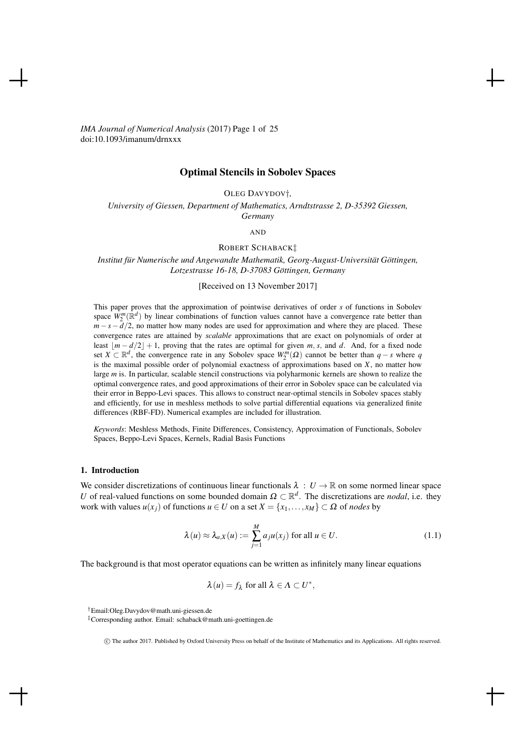# Optimal Stencils in Sobolev Spaces

OLEG DAVYDOV†,

*University of Giessen, Department of Mathematics, Arndtstrasse 2, D-35392 Giessen, Germany*

AND

ROBERT SCHABACK‡

*Institut für Numerische und Angewandte Mathematik, Georg-August-Universität Göttingen, Lotzestrasse 16-18, D-37083 Göttingen, Germany*

[Received on 13 November 2017]

This paper proves that the approximation of pointwise derivatives of order $s$ of functions in Sobolev space $W_2^m(\mathbb{R}^d)$ by linear combinations of function values cannot have a convergence rate better than $m-s-d/2$, no matter how many nodes are used for approximation and where they are placed. These convergence rates are attained by *scalable* approximations that are exact on polynomials of order at least $\lfloor m-d/2 \rfloor+1$, proving that the rates are optimal for given $m$, $s$, and $d$. And, for a fixed node set $X \subset \mathbb{R}^d$, the convergence rate in any Sobolev space $W_2^m(\Omega)$ cannot be better than $q-s$ where $q$ is the maximal possible order of polynomial exactness of approximations based on $X$, no matter how large $m$ is. In particular, scalable stencil constructions via polyharmonic kernels are shown to realize the optimal convergence rates, and good approximations of their error in Sobolev space can be calculated via their error in Beppo-Levi spaces. This allows to construct near-optimal stencils in Sobolev spaces stably and efficiently, for use in meshless methods to solve partial differential equations via generalized finite differences (RBF-FD). Numerical examples are included for illustration.

*Keywords*: Meshless Methods, Finite Differences, Consistency, Approximation of Functionals, Sobolev Spaces, Beppo-Levi Spaces, Kernels, Radial Basis Functions

## 1. Introduction

We consider discretizations of continuous linear functionals $\lambda : U \to \mathbb{R}$ on some normed linear space $U$ of real-valued functions on some bounded domain $\Omega \subset \mathbb{R}^d$. The discretizations are *nodal*, i.e. they work with values $u(x_j)$ of functions $u \in U$ on a set $X = \{x_1, \ldots, x_M\} \subset \Omega$ of *nodes* by

$$\lambda(u) \approx \lambda_{a,X}(u) := \sum_{j=1}^{M} a_j u(x_j) \text{ for all } u \in U. \tag{1.1}$$

The background is that most operator equations can be written as infinitely many linear equations

$$\lambda(u) = f_\lambda \text{ for all } \lambda \in \Lambda \subset U^*,$$

†Email:Oleg.Davydov@math.uni-giessen.de

‡Corresponding author. Email: schaback@math.uni-goettingen.de

© The author 2017. Published by Oxford University Press on behalf of the Institute of Mathematics and its Applications. All rights reserved.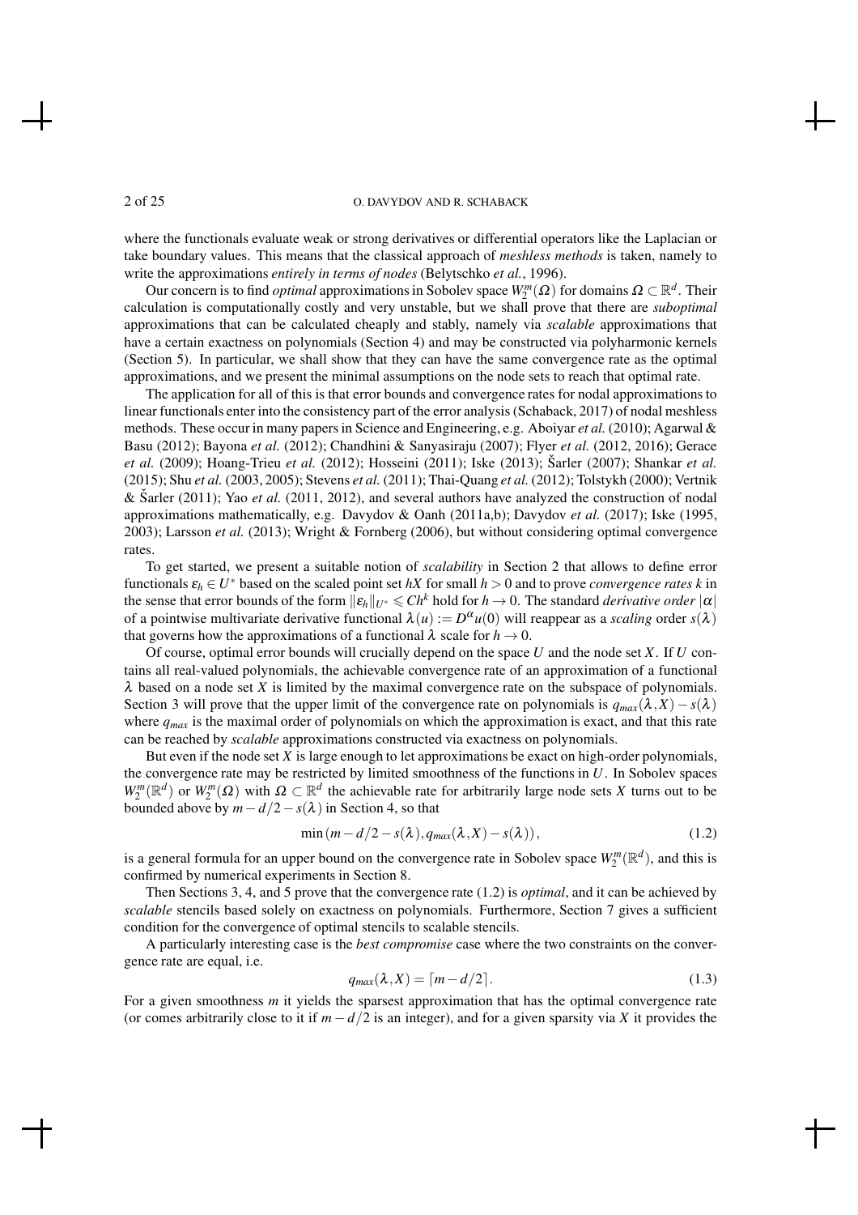where the functionals evaluate weak or strong derivatives or differential operators like the Laplacian or take boundary values. This means that the classical approach of *meshless methods* is taken, namely to write the approximations *entirely in terms of nodes* (Belytschko *et al.*, 1996).

Our concern is to find *optimal* approximations in Sobolev space $W_2^m(\Omega)$ for domains $\Omega \subset \mathbb{R}^d$. Their calculation is computationally costly and very unstable, but we shall prove that there are *suboptimal* approximations that can be calculated cheaply and stably, namely via *scalable* approximations that have a certain exactness on polynomials (Section 4) and may be constructed via polyharmonic kernels (Section 5). In particular, we shall show that they can have the same convergence rate as the optimal approximations, and we present the minimal assumptions on the node sets to reach that optimal rate.

The application for all of this is that error bounds and convergence rates for nodal approximations to linear functionals enter into the consistency part of the error analysis (Schaback, 2017) of nodal meshless methods. These occur in many papers in Science and Engineering, e.g. Aboiyar *et al.* (2010); Agarwal & Basu (2012); Bayona *et al.* (2012); Chandhini & Sanyasiraju (2007); Flyer *et al.* (2012, 2016); Gerace *et al.* (2009); Hoang-Trieu *et al.* (2012); Hosseini (2011); Iske (2013); Šarler (2007); Shankar *et al.* (2015); Shu *et al.* (2003, 2005); Stevens *et al.* (2011); Thai-Quang *et al.* (2012); Tolstykh (2000); Vertnik & Šarler (2011); Yao *et al.* (2011, 2012), and several authors have analyzed the construction of nodal approximations mathematically, e.g. Davydov & Oanh (2011a,b); Davydov *et al.* (2017); Iske (1995, 2003); Larsson *et al.* (2013); Wright & Fornberg (2006), but without considering optimal convergence rates.

To get started, we present a suitable notion of *scalability* in Section 2 that allows to define error functionals $\varepsilon_h \in U^*$ based on the scaled point set $hX$ for small $h > 0$ and to prove *convergence rates* $k$ in the sense that error bounds of the form $\|\varepsilon_h\|_{U^*} \leqslant Ch^k$ hold for $h \to 0$. The standard *derivative order* $|\alpha|$ of a pointwise multivariate derivative functional $\lambda(u) := D^\alpha u(0)$ will reappear as a *scaling* order $s(\lambda)$ that governs how the approximations of a functional $\lambda$ scale for $h \to 0$.

Of course, optimal error bounds will crucially depend on the space $U$ and the node set $X$. If $U$ contains all real-valued polynomials, the achievable convergence rate of an approximation of a functional $\lambda$ based on a node set $X$ is limited by the maximal convergence rate on the subspace of polynomials. Section 3 will prove that the upper limit of the convergence rate on polynomials is $q_{max}(\lambda, X) - s(\lambda)$ where $q_{max}$ is the maximal order of polynomials on which the approximation is exact, and that this rate can be reached by *scalable* approximations constructed via exactness on polynomials.

But even if the node set $X$ is large enough to let approximations be exact on high-order polynomials, the convergence rate may be restricted by limited smoothness of the functions in $U$. In Sobolev spaces $W_2^m(\mathbb{R}^d)$ or $W_2^m(\Omega)$ with $\Omega \subset \mathbb{R}^d$ the achievable rate for arbitrarily large node sets $X$ turns out to be bounded above by $m - d/2 - s(\lambda)$ in Section 4, so that

$$\min\left(m - d/2 - s(\lambda), q_{max}(\lambda, X) - s(\lambda)\right), \tag{1.2}$$

is a general formula for an upper bound on the convergence rate in Sobolev space $W_2^m(\mathbb{R}^d)$, and this is confirmed by numerical experiments in Section 8.

Then Sections 3, 4, and 5 prove that the convergence rate (1.2) is *optimal*, and it can be achieved by *scalable* stencils based solely on exactness on polynomials. Furthermore, Section 7 gives a sufficient condition for the convergence of optimal stencils to scalable stencils.

A particularly interesting case is the *best compromise* case where the two constraints on the convergence rate are equal, i.e.

$$q_{max}(\lambda, X) = \lceil m - d/2 \rceil. \tag{1.3}$$

For a given smoothness $m$ it yields the sparsest approximation that has the optimal convergence rate (or comes arbitrarily close to it if $m - d/2$ is an integer), and for a given sparsity via $X$ it provides the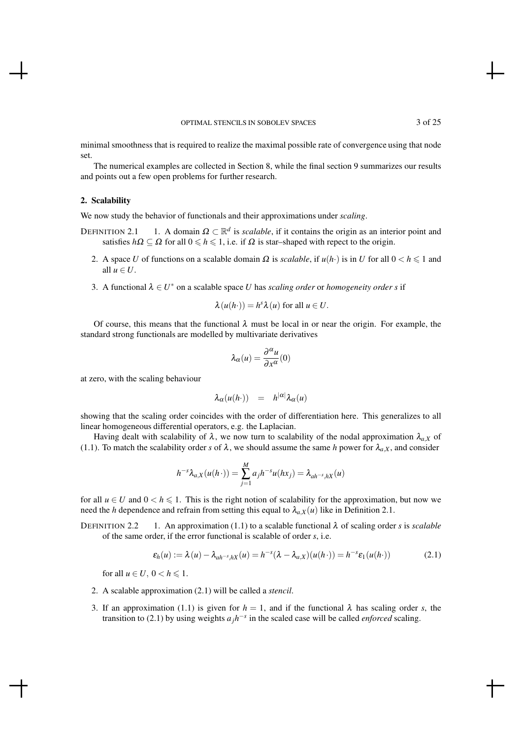minimal smoothness that is required to realize the maximal possible rate of convergence using that node set.

The numerical examples are collected in Section 8, while the final section 9 summarizes our results and points out a few open problems for further research.

## 2. Scalability

We now study the behavior of functionals and their approximations under *scaling*.

DEFINITION 2.1

1. A domain $\Omega \subset \mathbb{R}^d$ is *scalable*, if it contains the origin as an interior point and satisfies $h\Omega \subseteq \Omega$ for all $0 \leqslant h \leqslant 1$, i.e. if $\Omega$ is star–shaped with repect to the origin.
2. A space $U$ of functions on a scalable domain $\Omega$ is *scalable*, if $u(h\cdot)$ is in $U$ for all $0 < h \leqslant 1$ and all $u \in U$.
3. A functional $\lambda \in U^*$ on a scalable space $U$ has *scaling order* or *homogeneity order* $s$ if

$$\lambda(u(h\cdot)) = h^s \lambda(u) \text{ for all } u \in U.$$

Of course, this means that the functional $\lambda$ must be local in or near the origin. For example, the standard strong functionals are modelled by multivariate derivatives

$$\lambda_\alpha(u) = \frac{\partial^\alpha u}{\partial x^\alpha}(0)$$

at zero, with the scaling behaviour

$$\lambda_\alpha(u(h\cdot)) \quad = \quad h^{|\alpha|}\lambda_\alpha(u)$$

showing that the scaling order coincides with the order of differentiation here. This generalizes to all linear homogeneous differential operators, e.g. the Laplacian.

Having dealt with scalability of $\lambda$, we now turn to scalability of the nodal approximation $\lambda_{a,X}$ of (1.1). To match the scalability order $s$ of $\lambda$, we should assume the same $h$ power for $\lambda_{a,X}$, and consider

$$h^{-s}\lambda_{a,X}(u(h\cdot)) = \sum_{j=1}^{M} a_j h^{-s} u(hx_j) = \lambda_{ah^{-s},hX}(u)$$

for all $u \in U$ and $0 < h \leqslant 1$. This is the right notion of scalability for the approximation, but now we need the $h$ dependence and refrain from setting this equal to $\lambda_{a,X}(u)$ like in Definition 2.1.

DEFINITION 2.2

1. An approximation (1.1) to a scalable functional $\lambda$ of scaling order $s$ is *scalable* of the same order, if the error functional is scalable of order $s$, i.e.

$$\varepsilon_h(u) := \lambda(u) - \lambda_{ah^{-s},hX}(u) = h^{-s}(\lambda - \lambda_{a,X})(u(h\cdot)) = h^{-s}\varepsilon_1(u(h\cdot)) \tag{2.1}$$

for all $u \in U,\ 0 < h \leqslant 1$.

2. A scalable approximation (2.1) will be called a *stencil*.
3. If an approximation (1.1) is given for $h = 1$, and if the functional $\lambda$ has scaling order $s$, the transition to (2.1) by using weights $a_j h^{-s}$ in the scaled case will be called *enforced* scaling.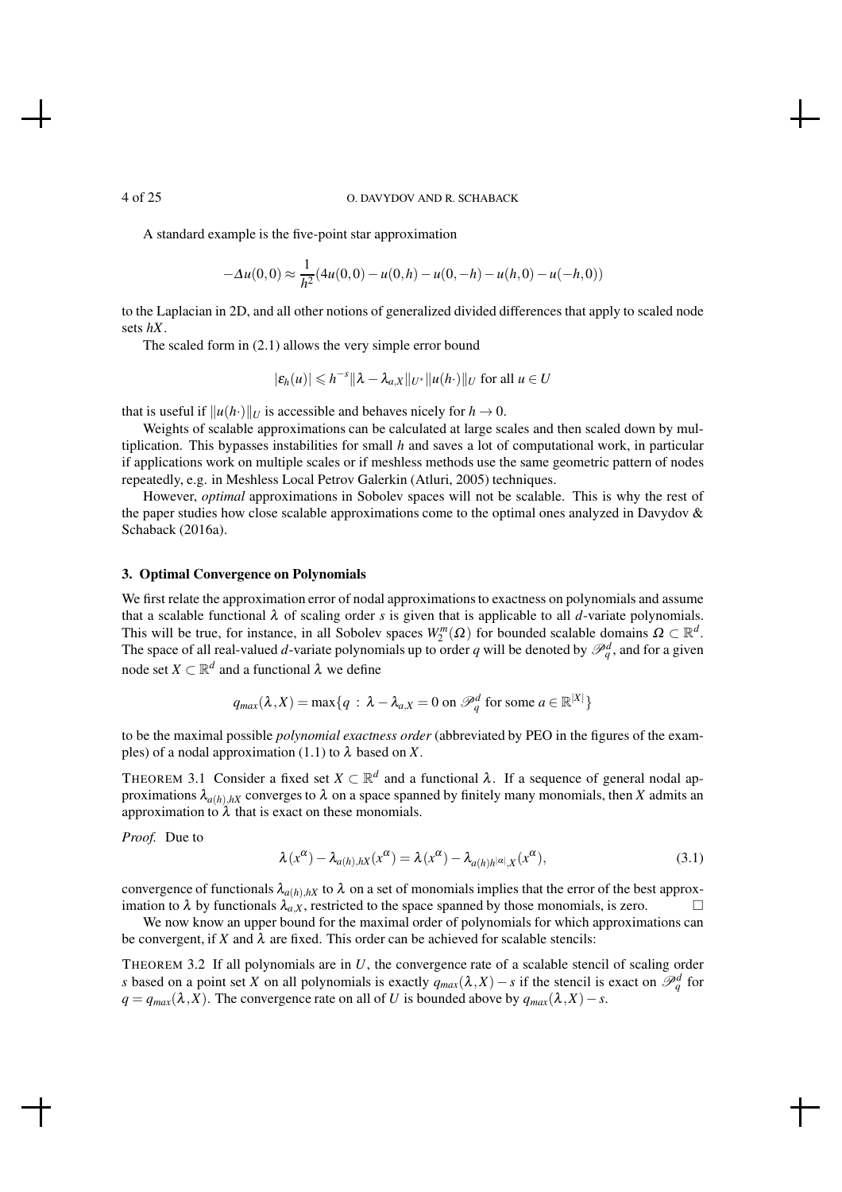A standard example is the five-point star approximation

$$-\Delta u(0,0) \approx \frac{1}{h^2}(4u(0,0) - u(0,h) - u(0,-h) - u(h,0) - u(-h,0))$$

to the Laplacian in 2D, and all other notions of generalized divided differences that apply to scaled node sets $hX$.

The scaled form in (2.1) allows the very simple error bound

$$|\varepsilon_h(u)| \leqslant h^{-s}\|\lambda - \lambda_{a,X}\|_{U^*}\|u(h\cdot)\|_U \text{ for all } u \in U$$

that is useful if $\|u(h\cdot)\|_U$ is accessible and behaves nicely for $h \to 0$.

Weights of scalable approximations can be calculated at large scales and then scaled down by multiplication. This bypasses instabilities for small $h$ and saves a lot of computational work, in particular if applications work on multiple scales or if meshless methods use the same geometric pattern of nodes repeatedly, e.g. in Meshless Local Petrov Galerkin (Atluri, 2005) techniques.

However, *optimal* approximations in Sobolev spaces will not be scalable. This is why the rest of the paper studies how close scalable approximations come to the optimal ones analyzed in Davydov & Schaback (2016a).

### 3. Optimal Convergence on Polynomials

We first relate the approximation error of nodal approximations to exactness on polynomials and assume that a scalable functional $\lambda$ of scaling order $s$ is given that is applicable to all $d$-variate polynomials. This will be true, for instance, in all Sobolev spaces $W_2^m(\Omega)$ for bounded scalable domains $\Omega \subset \mathbb{R}^d$. The space of all real-valued $d$-variate polynomials up to order $q$ will be denoted by $\mathscr{P}_q^d$, and for a given node set $X \subset \mathbb{R}^d$ and a functional $\lambda$ we define

$$q_{max}(\lambda, X) = \max\{q \;:\; \lambda - \lambda_{a,X} = 0 \text{ on } \mathscr{P}_q^d \text{ for some } a \in \mathbb{R}^{|X|}\}$$

to be the maximal possible *polynomial exactness order* (abbreviated by PEO in the figures of the examples) of a nodal approximation (1.1) to $\lambda$ based on $X$.

THEOREM 3.1 Consider a fixed set $X \subset \mathbb{R}^d$ and a functional $\lambda$. If a sequence of general nodal approximations $\lambda_{a(h),hX}$ converges to $\lambda$ on a space spanned by finitely many monomials, then $X$ admits an approximation to $\lambda$ that is exact on these monomials.

*Proof.* Due to

$$\lambda(x^\alpha) - \lambda_{a(h),hX}(x^\alpha) = \lambda(x^\alpha) - \lambda_{a(h)h^{|\alpha|},X}(x^\alpha), \tag{3.1}$$

convergence of functionals $\lambda_{a(h),hX}$ to $\lambda$ on a set of monomials implies that the error of the best approximation to $\lambda$ by functionals $\lambda_{a,X}$, restricted to the space spanned by those monomials, is zero. □

We now know an upper bound for the maximal order of polynomials for which approximations can be convergent, if $X$ and $\lambda$ are fixed. This order can be achieved for scalable stencils:

THEOREM 3.2 If all polynomials are in $U$, the convergence rate of a scalable stencil of scaling order $s$ based on a point set $X$ on all polynomials is exactly $q_{max}(\lambda, X) - s$ if the stencil is exact on $\mathscr{P}_q^d$ for $q = q_{max}(\lambda, X)$. The convergence rate on all of $U$ is bounded above by $q_{max}(\lambda, X) - s$.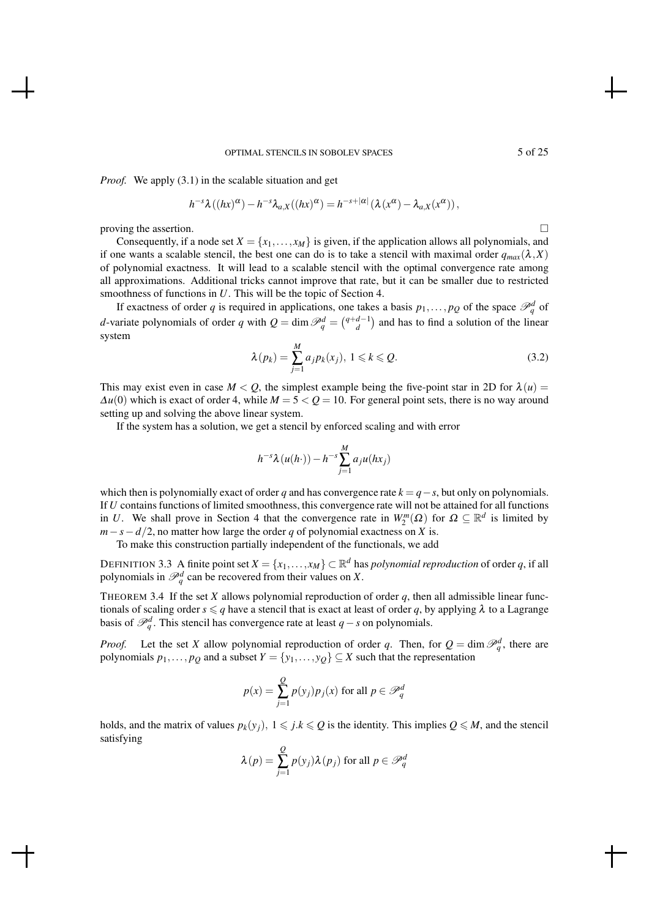*Proof.* We apply (3.1) in the scalable situation and get

$$h^{-s}\lambda((hx)^{\alpha}) - h^{-s}\lambda_{a,X}((hx)^{\alpha}) = h^{-s+|\alpha|}\left(\lambda(x^{\alpha}) - \lambda_{a,X}(x^{\alpha})\right),$$

proving the assertion. $\square$

Consequently, if a node set $X = \{x_1, \ldots, x_M\}$ is given, if the application allows all polynomials, and if one wants a scalable stencil, the best one can do is to take a stencil with maximal order $q_{max}(\lambda, X)$ of polynomial exactness. It will lead to a scalable stencil with the optimal convergence rate among all approximations. Additional tricks cannot improve that rate, but it can be smaller due to restricted smoothness of functions in $U$. This will be the topic of Section 4.

If exactness of order $q$ is required in applications, one takes a basis $p_1, \ldots, p_Q$ of the space $\mathscr{P}_q^d$ of $d$-variate polynomials of order $q$ with $Q = \dim \mathscr{P}_q^d = \binom{q+d-1}{d}$ and has to find a solution of the linear system

$$\lambda(p_k) = \sum_{j=1}^{M} a_j p_k(x_j),\ 1 \leqslant k \leqslant Q. \tag{3.2}$$

This may exist even in case $M < Q$, the simplest example being the five-point star in 2D for $\lambda(u) = \Delta u(0)$ which is exact of order 4, while $M = 5 < Q = 10$. For general point sets, there is no way around setting up and solving the above linear system.

If the system has a solution, we get a stencil by enforced scaling and with error

$$h^{-s}\lambda(u(h\cdot)) - h^{-s}\sum_{j=1}^{M} a_j u(hx_j)$$

which then is polynomially exact of order $q$ and has convergence rate $k = q - s$, but only on polynomials. If $U$ contains functions of limited smoothness, this convergence rate will not be attained for all functions in $U$. We shall prove in Section 4 that the convergence rate in $W_2^m(\Omega)$ for $\Omega \subseteq \mathbb{R}^d$ is limited by $m - s - d/2$, no matter how large the order $q$ of polynomial exactness on $X$ is.

To make this construction partially independent of the functionals, we add

DEFINITION 3.3 A finite point set $X = \{x_1, \ldots, x_M\} \subset \mathbb{R}^d$ has *polynomial reproduction* of order $q$, if all polynomials in $\mathscr{P}_q^d$ can be recovered from their values on $X$.

THEOREM 3.4 If the set $X$ allows polynomial reproduction of order $q$, then all admissible linear functionals of scaling order $s \leqslant q$ have a stencil that is exact at least of order $q$, by applying $\lambda$ to a Lagrange basis of $\mathscr{P}_q^d$. This stencil has convergence rate at least $q - s$ on polynomials.

*Proof.* Let the set $X$ allow polynomial reproduction of order $q$. Then, for $Q = \dim \mathscr{P}_q^d$, there are polynomials $p_1, \ldots, p_Q$ and a subset $Y = \{y_1, \ldots, y_Q\} \subseteq X$ such that the representation

$$p(x) = \sum_{j=1}^{Q} p(y_j) p_j(x) \text{ for all } p \in \mathscr{P}_q^d$$

holds, and the matrix of values $p_k(y_j),\ 1 \leqslant j.k \leqslant Q$ is the identity. This implies $Q \leqslant M$, and the stencil satisfying

$$\lambda(p) = \sum_{j=1}^{Q} p(y_j)\lambda(p_j) \text{ for all } p \in \mathscr{P}_q^d$$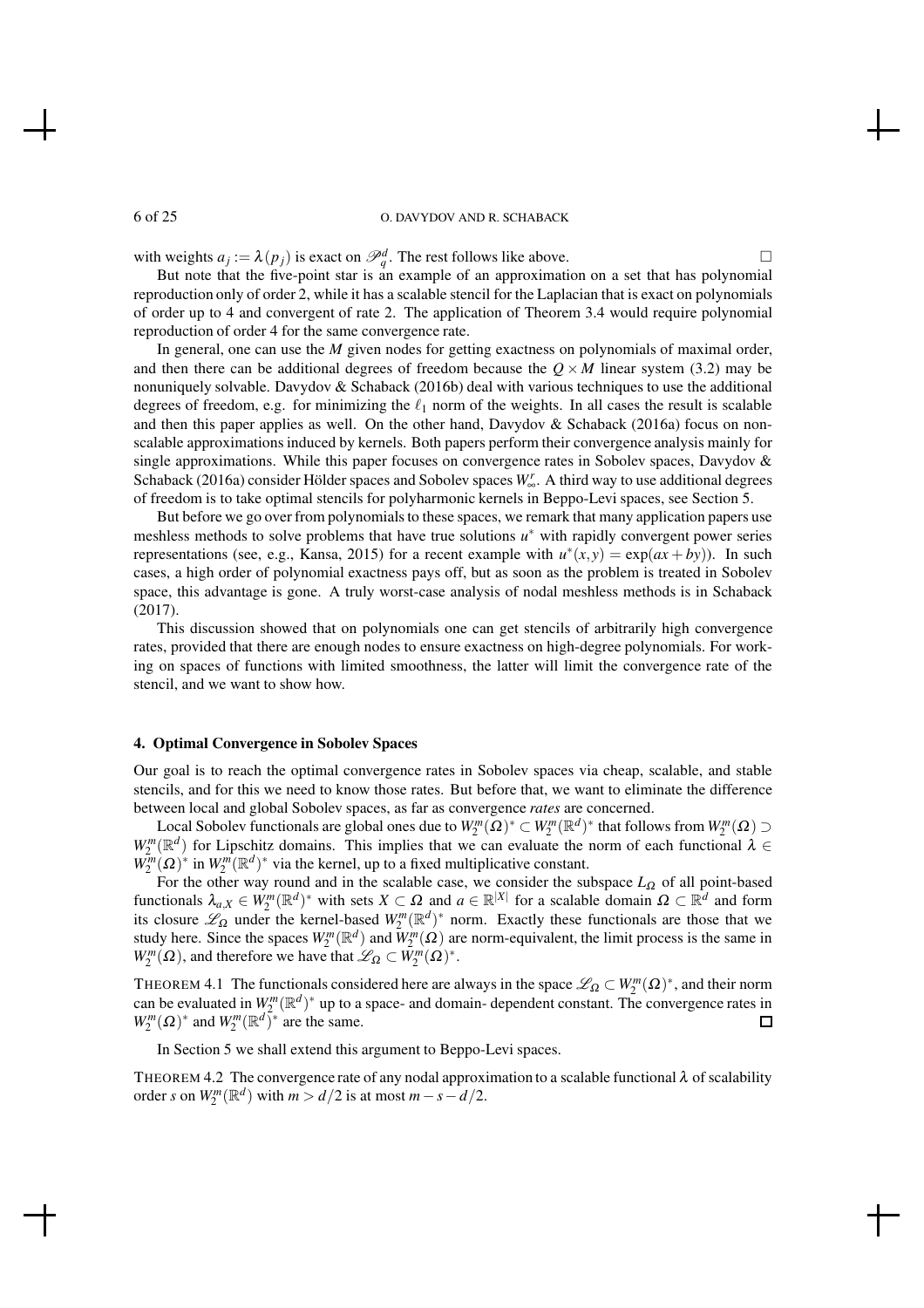with weights $a_j := \lambda(p_j)$ is exact on $\mathscr{P}_q^d$. The rest follows like above. $\square$

But note that the five-point star is an example of an approximation on a set that has polynomial reproduction only of order 2, while it has a scalable stencil for the Laplacian that is exact on polynomials of order up to 4 and convergent of rate 2. The application of Theorem 3.4 would require polynomial reproduction of order 4 for the same convergence rate.

In general, one can use the $M$ given nodes for getting exactness on polynomials of maximal order, and then there can be additional degrees of freedom because the $Q \times M$ linear system (3.2) may be nonuniquely solvable. Davydov & Schaback (2016b) deal with various techniques to use the additional degrees of freedom, e.g. for minimizing the $\ell_1$ norm of the weights. In all cases the result is scalable and then this paper applies as well. On the other hand, Davydov & Schaback (2016a) focus on non-scalable approximations induced by kernels. Both papers perform their convergence analysis mainly for single approximations. While this paper focuses on convergence rates in Sobolev spaces, Davydov & Schaback (2016a) consider Hölder spaces and Sobolev spaces $W_\infty^r$. A third way to use additional degrees of freedom is to take optimal stencils for polyharmonic kernels in Beppo-Levi spaces, see Section 5.

But before we go over from polynomials to these spaces, we remark that many application papers use meshless methods to solve problems that have true solutions $u^*$ with rapidly convergent power series representations (see, e.g., Kansa, 2015) for a recent example with $u^*(x,y) = \exp(ax+by)$). In such cases, a high order of polynomial exactness pays off, but as soon as the problem is treated in Sobolev space, this advantage is gone. A truly worst-case analysis of nodal meshless methods is in Schaback (2017).

This discussion showed that on polynomials one can get stencils of arbitrarily high convergence rates, provided that there are enough nodes to ensure exactness on high-degree polynomials. For working on spaces of functions with limited smoothness, the latter will limit the convergence rate of the stencil, and we want to show how.

## 4. Optimal Convergence in Sobolev Spaces

Our goal is to reach the optimal convergence rates in Sobolev spaces via cheap, scalable, and stable stencils, and for this we need to know those rates. But before that, we want to eliminate the difference between local and global Sobolev spaces, as far as convergence *rates* are concerned.

Local Sobolev functionals are global ones due to $W_2^m(\Omega)^* \subset W_2^m(\mathbb{R}^d)^*$ that follows from $W_2^m(\Omega) \supset W_2^m(\mathbb{R}^d)$ for Lipschitz domains. This implies that we can evaluate the norm of each functional $\lambda \in W_2^m(\Omega)^*$ in $W_2^m(\mathbb{R}^d)^*$ via the kernel, up to a fixed multiplicative constant.

For the other way round and in the scalable case, we consider the subspace $L_\Omega$ of all point-based functionals $\lambda_{a,X} \in W_2^m(\mathbb{R}^d)^*$ with sets $X \subset \Omega$ and $a \in \mathbb{R}^{|X|}$ for a scalable domain $\Omega \subset \mathbb{R}^d$ and form its closure $\mathscr{L}_\Omega$ under the kernel-based $W_2^m(\mathbb{R}^d)^*$ norm. Exactly these functionals are those that we study here. Since the spaces $W_2^m(\mathbb{R}^d)$ and $W_2^m(\Omega)$ are norm-equivalent, the limit process is the same in $W_2^m(\Omega)$, and therefore we have that $\mathscr{L}_\Omega \subset W_2^m(\Omega)^*$.

THEOREM 4.1 The functionals considered here are always in the space $\mathscr{L}_\Omega \subset W_2^m(\Omega)^*$, and their norm can be evaluated in $W_2^m(\mathbb{R}^d)^*$ up to a space- and domain- dependent constant. The convergence rates in $W_2^m(\Omega)^*$ and $W_2^m(\mathbb{R}^d)^*$ are the same. $\square$

In Section 5 we shall extend this argument to Beppo-Levi spaces.

THEOREM 4.2 The convergence rate of any nodal approximation to a scalable functional $\lambda$ of scalability order $s$ on $W_2^m(\mathbb{R}^d)$ with $m > d/2$ is at most $m - s - d/2$.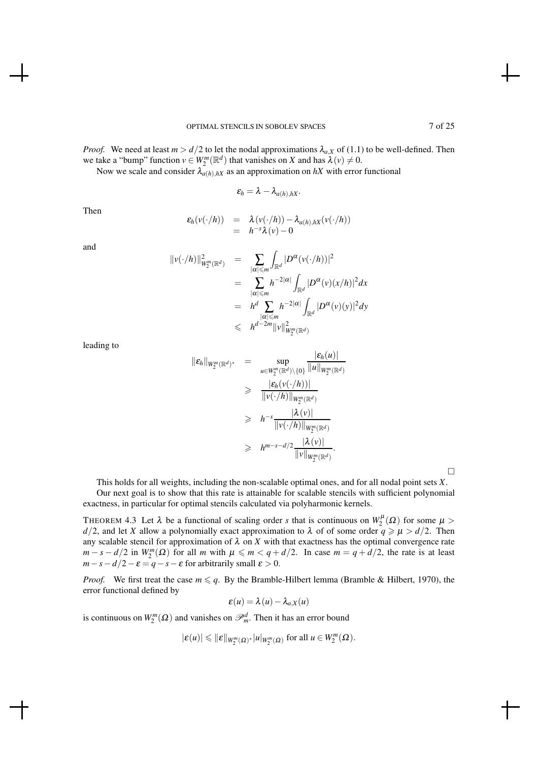*Proof.* We need at least $m > d/2$ to let the nodal approximations $\lambda_{a,X}$ of (1.1) to be well-defined. Then we take a "bump" function $v \in W_2^m(\mathbb{R}^d)$ that vanishes on $X$ and has $\lambda(v) \neq 0$.

Now we scale and consider $\lambda_{a(h),hX}$ as an approximation on $hX$ with error functional

$$\varepsilon_h = \lambda - \lambda_{a(h),hX}.$$

Then

$$\begin{array}{rcl}\varepsilon_h(v(\cdot/h)) & = & \lambda(v(\cdot/h)) - \lambda_{a(h),hX}(v(\cdot/h)) \\ & = & h^{-s}\lambda(v) - 0\end{array}$$

and

$$\begin{array}{rcl}\|v(\cdot/h)\|^2_{W_2^m(\mathbb{R}^d)} & = & \displaystyle\sum_{|\alpha|\leqslant m} \int_{\mathbb{R}^d} |D^\alpha(v(\cdot/h))|^2 \\ & = & \displaystyle\sum_{|\alpha|\leqslant m} h^{-2|\alpha|} \int_{\mathbb{R}^d} |D^\alpha(v)(x/h)|^2 dx \\ & = & \displaystyle h^d \sum_{|\alpha|\leqslant m} h^{-2|\alpha|} \int_{\mathbb{R}^d} |D^\alpha(v)(y)|^2 dy \\ & \leqslant & h^{d-2m} \|v\|^2_{W_2^m(\mathbb{R}^d)}\end{array}$$

leading to

$$\begin{array}{rcl}\|\varepsilon_h\|_{W_2^m(\mathbb{R}^d)^*} & = & \displaystyle\sup_{u \in W_2^m(\mathbb{R}^d)\setminus\{0\}} \frac{|\varepsilon_h(u)|}{\|u\|_{W_2^m(\mathbb{R}^d)}} \\ & \geqslant & \displaystyle\frac{|\varepsilon_h(v(\cdot/h))|}{\|v(\cdot/h)\|_{W_2^m(\mathbb{R}^d)}} \\ & \geqslant & \displaystyle h^{-s} \frac{|\lambda(v)|}{\|v(\cdot/h)\|_{W_2^m(\mathbb{R}^d)}} \\ & \geqslant & \displaystyle h^{m-s-d/2} \frac{|\lambda(v)|}{\|v\|_{W_2^m(\mathbb{R}^d)}}.\end{array}$$

□

This holds for all weights, including the non-scalable optimal ones, and for all nodal point sets $X$.

Our next goal is to show that this rate is attainable for scalable stencils with sufficient polynomial exactness, in particular for optimal stencils calculated via polyharmonic kernels.

THEOREM 4.3 Let $\lambda$ be a functional of scaling order $s$ that is continuous on $W_2^\mu(\Omega)$ for some $\mu > d/2$, and let $X$ allow a polynomially exact approximation to $\lambda$ of of some order $q \geqslant \mu > d/2$. Then any scalable stencil for approximation of $\lambda$ on $X$ with that exactness has the optimal convergence rate $m - s - d/2$ in $W_2^m(\Omega)$ for all $m$ with $\mu \leqslant m < q + d/2$. In case $m = q + d/2$, the rate is at least $m - s - d/2 - \varepsilon = q - s - \varepsilon$ for arbitrarily small $\varepsilon > 0$.

*Proof.* We first treat the case $m \leqslant q$. By the Bramble-Hilbert lemma (Bramble & Hilbert, 1970), the error functional defined by

$$\varepsilon(u) = \lambda(u) - \lambda_{a,X}(u)$$

is continuous on $W_2^m(\Omega)$ and vanishes on $\mathscr{P}_m^d$. Then it has an error bound

$$|\varepsilon(u)| \leqslant \|\varepsilon\|_{W_2^m(\Omega)^*} |u|_{W_2^m(\Omega)} \text{ for all } u \in W_2^m(\Omega).$$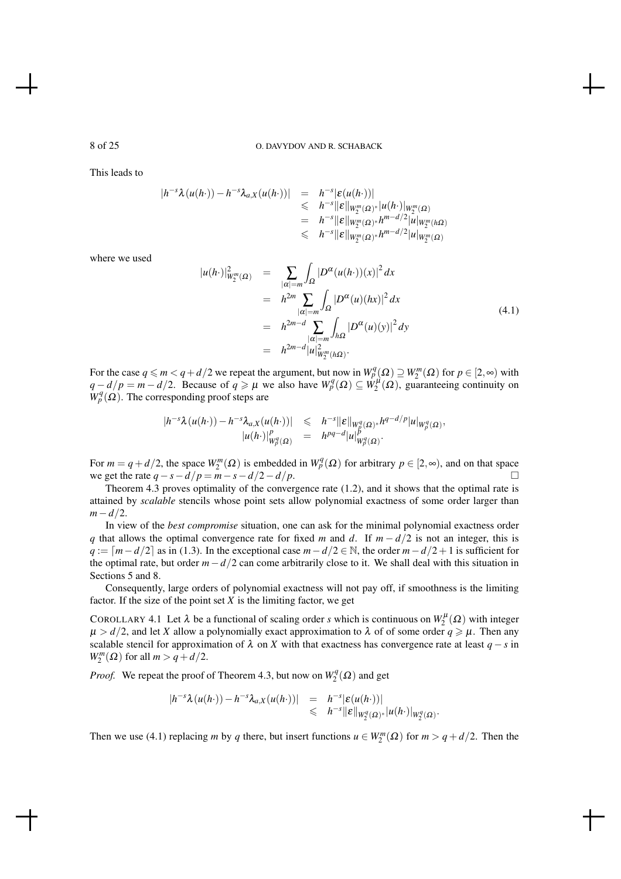This leads to

$$
\begin{aligned}
|h^{-s}\lambda(u(h\cdot)) - h^{-s}\lambda_{a,X}(u(h\cdot))| &= h^{-s}|\varepsilon(u(h\cdot))| \\
&\leqslant h^{-s}\|\varepsilon\|_{W_2^m(\Omega)^*}|u(h\cdot)|_{W_2^m(\Omega)} \\
&= h^{-s}\|\varepsilon\|_{W_2^m(\Omega)^*}h^{m-d/2}|u|_{W_2^m(h\Omega)} \\
&\leqslant h^{-s}\|\varepsilon\|_{W_2^m(\Omega)^*}h^{m-d/2}|u|_{W_2^m(\Omega)}
\end{aligned}
$$

where we used

$$
\begin{aligned}
|u(h\cdot)|^2_{W_2^m(\Omega)} &= \sum_{|\alpha|=m}\int_\Omega |D^\alpha(u(h\cdot))(x)|^2\,dx \\
&= h^{2m}\sum_{|\alpha|=m}\int_\Omega |D^\alpha(u)(hx)|^2\,dx \\
&= h^{2m-d}\sum_{|\alpha|=m}\int_{h\Omega} |D^\alpha(u)(y)|^2\,dy \\
&= h^{2m-d}|u|^2_{W_2^m(h\Omega)}.
\end{aligned}
\tag{4.1}
$$

For the case $q \leqslant m < q + d/2$ we repeat the argument, but now in $W_p^q(\Omega) \supseteq W_2^m(\Omega)$ for $p \in [2,\infty)$ with $q - d/p = m - d/2$. Because of $q \geqslant \mu$ we also have $W_p^q(\Omega) \subseteq W_2^\mu(\Omega)$, guaranteeing continuity on $W_p^q(\Omega)$. The corresponding proof steps are

$$
\begin{aligned}
|h^{-s}\lambda(u(h\cdot)) - h^{-s}\lambda_{a,X}(u(h\cdot))| &\leqslant h^{-s}\|\varepsilon\|_{W_p^q(\Omega)^*}h^{q-d/p}|u|_{W_p^q(\Omega)}, \\
|u(h\cdot)|^p_{W_p^q(\Omega)} &= h^{pq-d}|u|^p_{W_p^q(\Omega)}.
\end{aligned}
$$

For $m = q + d/2$, the space $W_2^m(\Omega)$ is embedded in $W_p^q(\Omega)$ for arbitrary $p \in [2,\infty)$, and on that space we get the rate $q - s - d/p = m - s - d/2 - d/p$. $\square$

Theorem 4.3 proves optimality of the convergence rate (1.2), and it shows that the optimal rate is attained by *scalable* stencils whose point sets allow polynomial exactness of some order larger than $m - d/2$.

In view of the *best compromise* situation, one can ask for the minimal polynomial exactness order $q$ that allows the optimal convergence rate for fixed $m$ and $d$. If $m - d/2$ is not an integer, this is $q := \lceil m - d/2 \rceil$ as in (1.3). In the exceptional case $m - d/2 \in \mathbb{N}$, the order $m - d/2 + 1$ is sufficient for the optimal rate, but order $m - d/2$ can come arbitrarily close to it. We shall deal with this situation in Sections 5 and 8.

Consequently, large orders of polynomial exactness will not pay off, if smoothness is the limiting factor. If the size of the point set $X$ is the limiting factor, we get

COROLLARY 4.1 Let $\lambda$ be a functional of scaling order $s$ which is continuous on $W_2^\mu(\Omega)$ with integer $\mu > d/2$, and let $X$ allow a polynomially exact approximation to $\lambda$ of of some order $q \geqslant \mu$. Then any scalable stencil for approximation of $\lambda$ on $X$ with that exactness has convergence rate at least $q - s$ in $W_2^m(\Omega)$ for all $m > q + d/2$.

*Proof.* We repeat the proof of Theorem 4.3, but now on $W_2^q(\Omega)$ and get

$$
\begin{aligned}
|h^{-s}\lambda(u(h\cdot)) - h^{-s}\lambda_{a,X}(u(h\cdot))| &= h^{-s}|\varepsilon(u(h\cdot))| \\
&\leqslant h^{-s}\|\varepsilon\|_{W_2^q(\Omega)^*}|u(h\cdot)|_{W_2^q(\Omega)}.
\end{aligned}
$$

Then we use (4.1) replacing $m$ by $q$ there, but insert functions $u \in W_2^m(\Omega)$ for $m > q + d/2$. Then the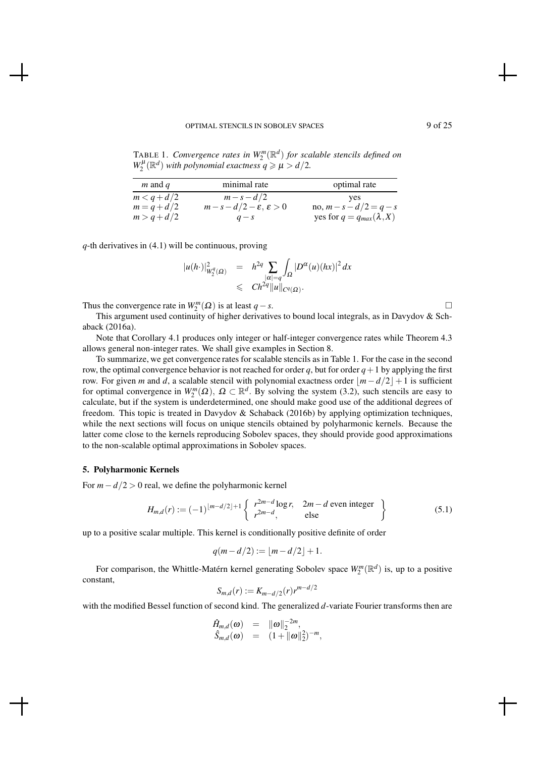TABLE 1. *Convergence rates in $W_2^m(\mathbb{R}^d)$ for scalable stencils defined on $W_2^\mu(\mathbb{R}^d)$ with polynomial exactness $q \geqslant \mu > d/2$.*

| $m$ and $q$ | minimal rate | optimal rate |
|---|---|---|
| $m < q + d/2$ | $m - s - d/2$ | yes |
| $m = q + d/2$ | $m - s - d/2 - \varepsilon,\ \varepsilon > 0$ | no, $m - s - d/2 = q - s$ |
| $m > q + d/2$ | $q - s$ | yes for $q = q_{max}(\lambda, X)$ |

$q$-th derivatives in (4.1) will be continuous, proving

$$
\begin{array}{rcl}
|u(h\cdot)|^2_{W_2^q(\Omega)} & = & h^{2q} \displaystyle\sum_{|\alpha|=q} \int_\Omega |D^\alpha(u)(hx)|^2\, dx \\
& \leqslant & Ch^{2q} \|u\|_{C^q(\Omega)}.
\end{array}
$$

Thus the convergence rate in $W_2^m(\Omega)$ is at least $q - s$. □

This argument used continuity of higher derivatives to bound local integrals, as in Davydov & Schaback (2016a).

Note that Corollary 4.1 produces only integer or half-integer convergence rates while Theorem 4.3 allows general non-integer rates. We shall give examples in Section 8.

To summarize, we get convergence rates for scalable stencils as in Table 1. For the case in the second row, the optimal convergence behavior is not reached for order $q$, but for order $q+1$ by applying the first row. For given $m$ and $d$, a scalable stencil with polynomial exactness order $\lfloor m - d/2 \rfloor + 1$ is sufficient for optimal convergence in $W_2^m(\Omega)$, $\Omega \subset \mathbb{R}^d$. By solving the system (3.2), such stencils are easy to calculate, but if the system is underdetermined, one should make good use of the additional degrees of freedom. This topic is treated in Davydov & Schaback (2016b) by applying optimization techniques, while the next sections will focus on unique stencils obtained by polyharmonic kernels. Because the latter come close to the kernels reproducing Sobolev spaces, they should provide good approximations to the non-scalable optimal approximations in Sobolev spaces.

## 5. Polyharmonic Kernels

For $m - d/2 > 0$ real, we define the polyharmonic kernel

$$
H_{m,d}(r) := (-1)^{\lfloor m-d/2 \rfloor + 1} \left\{ \begin{array}{ll} r^{2m-d} \log r, & 2m-d \text{ even integer} \\ r^{2m-d}, & \text{else} \end{array} \right\} \tag{5.1}
$$

up to a positive scalar multiple. This kernel is conditionally positive definite of order

$$
q(m - d/2) := \lfloor m - d/2 \rfloor + 1.
$$

For comparison, the Whittle-Matérn kernel generating Sobolev space $W_2^m(\mathbb{R}^d)$ is, up to a positive constant,

$$
S_{m,d}(r) := K_{m-d/2}(r) r^{m-d/2}
$$

with the modified Bessel function of second kind. The generalized $d$-variate Fourier transforms then are

$$
\begin{array}{rcl}
\hat{H}_{m,d}(\omega) & = & \|\omega\|_2^{-2m}, \\
\hat{S}_{m,d}(\omega) & = & (1 + \|\omega\|_2^2)^{-m},
\end{array}
$$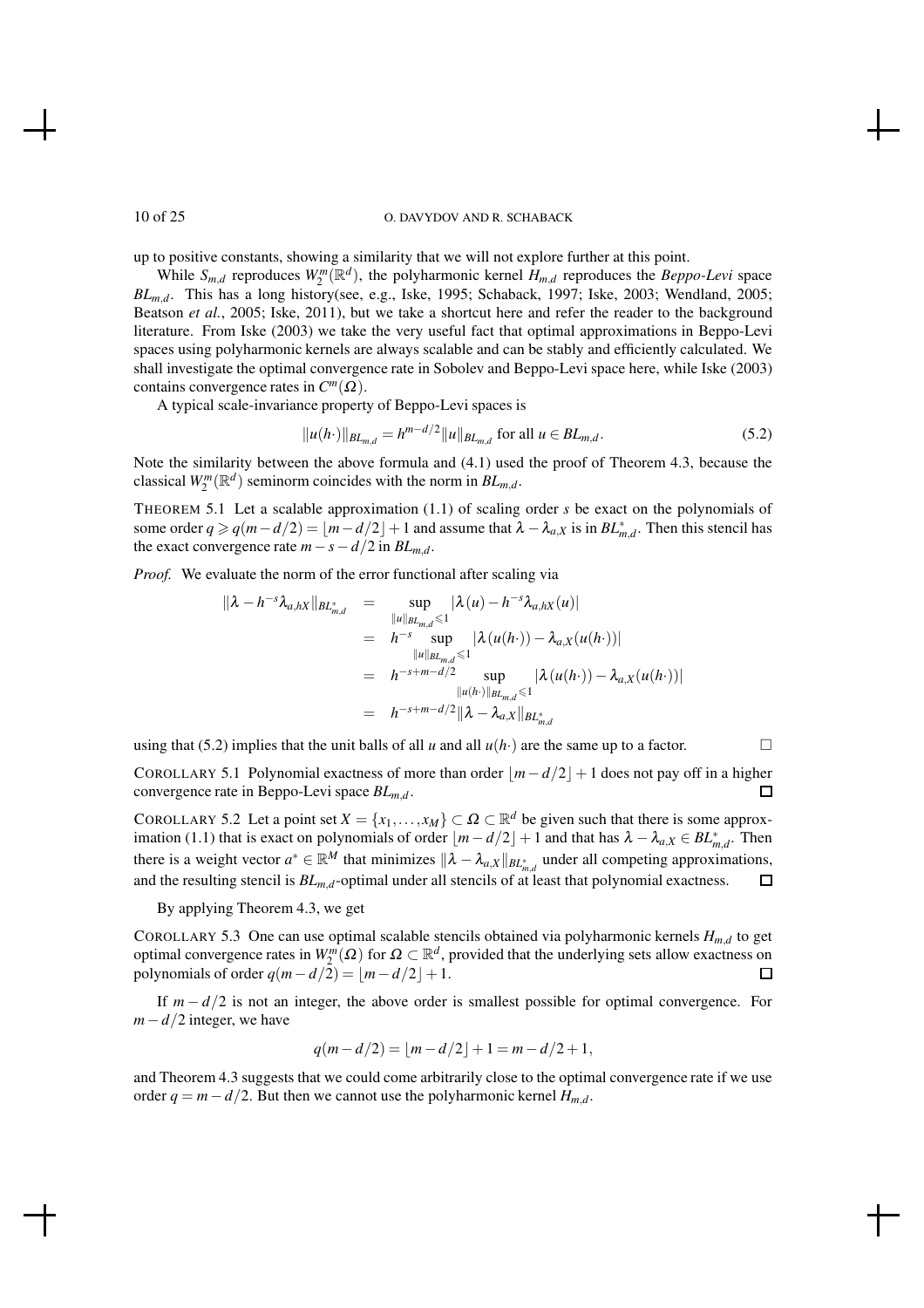up to positive constants, showing a similarity that we will not explore further at this point.

While $S_{m,d}$ reproduces $W_2^m(\mathbb{R}^d)$, the polyharmonic kernel $H_{m,d}$ reproduces the *Beppo-Levi* space $BL_{m,d}$. This has a long history(see, e.g., Iske, 1995; Schaback, 1997; Iske, 2003; Wendland, 2005; Beatson *et al.*, 2005; Iske, 2011), but we take a shortcut here and refer the reader to the background literature. From Iske (2003) we take the very useful fact that optimal approximations in Beppo-Levi spaces using polyharmonic kernels are always scalable and can be stably and efficiently calculated. We shall investigate the optimal convergence rate in Sobolev and Beppo-Levi space here, while Iske (2003) contains convergence rates in $C^m(\Omega)$.

A typical scale-invariance property of Beppo-Levi spaces is

$$\|u(h\cdot)\|_{BL_{m,d}} = h^{m-d/2}\|u\|_{BL_{m,d}} \text{ for all } u \in BL_{m,d}. \tag{5.2}$$

Note the similarity between the above formula and (4.1) used the proof of Theorem 4.3, because the classical $W_2^m(\mathbb{R}^d)$ seminorm coincides with the norm in $BL_{m,d}$.

THEOREM 5.1 Let a scalable approximation (1.1) of scaling order $s$ be exact on the polynomials of some order $q \geqslant q(m-d/2) = \lfloor m-d/2 \rfloor + 1$ and assume that $\lambda - \lambda_{a,X}$ is in $BL_{m,d}^*$. Then this stencil has the exact convergence rate $m-s-d/2$ in $BL_{m,d}$.

*Proof.* We evaluate the norm of the error functional after scaling via

$$\begin{aligned}
\|\lambda - h^{-s}\lambda_{a,hX}\|_{BL_{m,d}^*} &= \sup_{\|u\|_{BL_{m,d}} \leqslant 1} |\lambda(u) - h^{-s}\lambda_{a,hX}(u)| \\
&= h^{-s} \sup_{\|u\|_{BL_{m,d}} \leqslant 1} |\lambda(u(h\cdot)) - \lambda_{a,X}(u(h\cdot))| \\
&= h^{-s+m-d/2} \sup_{\|u(h\cdot)\|_{BL_{m,d}} \leqslant 1} |\lambda(u(h\cdot)) - \lambda_{a,X}(u(h\cdot))| \\
&= h^{-s+m-d/2} \|\lambda - \lambda_{a,X}\|_{BL_{m,d}^*}
\end{aligned}$$

using that (5.2) implies that the unit balls of all $u$ and all $u(h\cdot)$ are the same up to a factor. □

COROLLARY 5.1 Polynomial exactness of more than order $\lfloor m-d/2 \rfloor + 1$ does not pay off in a higher convergence rate in Beppo-Levi space $BL_{m,d}$. □

COROLLARY 5.2 Let a point set $X = \{x_1, \ldots, x_M\} \subset \Omega \subset \mathbb{R}^d$ be given such that there is some approximation (1.1) that is exact on polynomials of order $\lfloor m-d/2 \rfloor + 1$ and that has $\lambda - \lambda_{a,X} \in BL_{m,d}^*$. Then there is a weight vector $a^* \in \mathbb{R}^M$ that minimizes $\|\lambda - \lambda_{a,X}\|_{BL_{m,d}^*}$ under all competing approximations, and the resulting stencil is $BL_{m,d}$-optimal under all stencils of at least that polynomial exactness. □

By applying Theorem 4.3, we get

COROLLARY 5.3 One can use optimal scalable stencils obtained via polyharmonic kernels $H_{m,d}$ to get optimal convergence rates in $W_2^m(\Omega)$ for $\Omega \subset \mathbb{R}^d$, provided that the underlying sets allow exactness on polynomials of order $q(m-d/2) = \lfloor m-d/2 \rfloor + 1$. □

If $m-d/2$ is not an integer, the above order is smallest possible for optimal convergence. For $m-d/2$ integer, we have

$$q(m-d/2) = \lfloor m-d/2 \rfloor + 1 = m-d/2+1,$$

and Theorem 4.3 suggests that we could come arbitrarily close to the optimal convergence rate if we use order $q = m-d/2$. But then we cannot use the polyharmonic kernel $H_{m,d}$.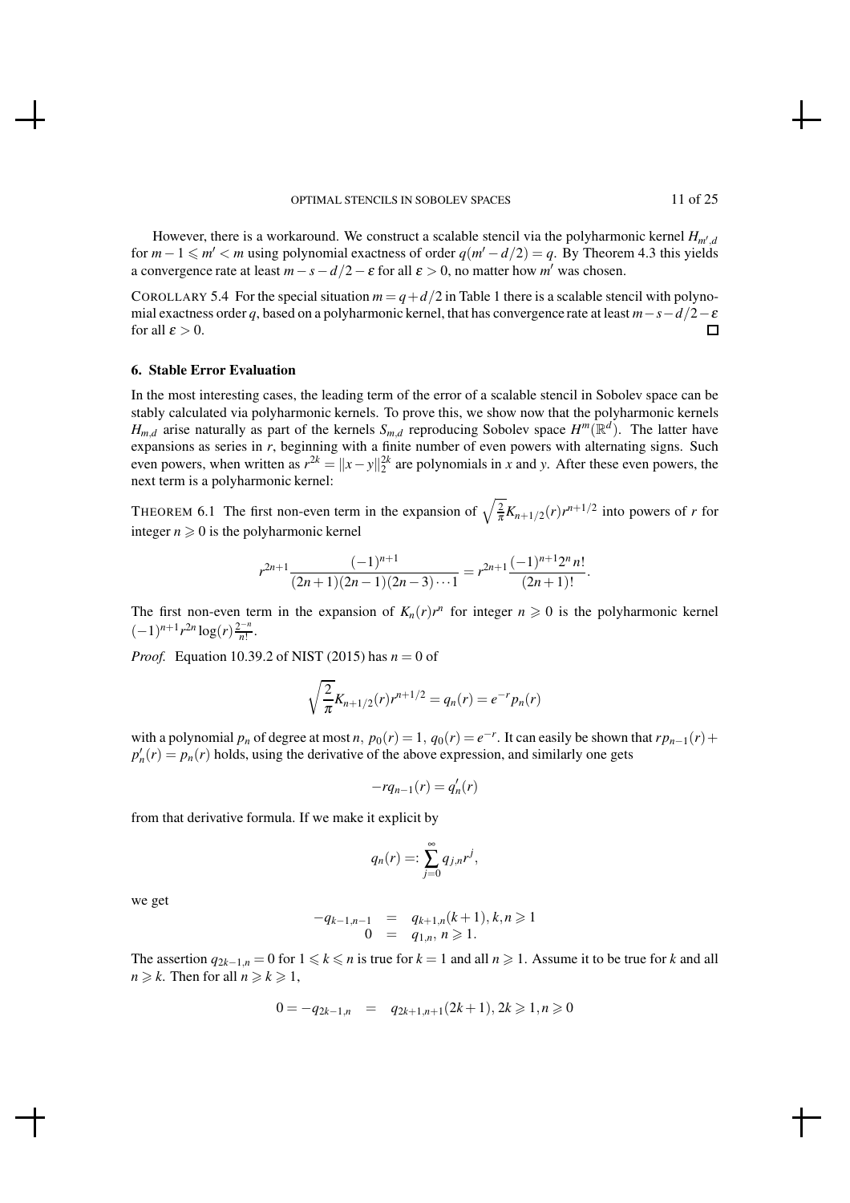However, there is a workaround. We construct a scalable stencil via the polyharmonic kernel $H_{m',d}$ for $m-1 \leqslant m' < m$ using polynomial exactness of order $q(m'-d/2) = q$. By Theorem 4.3 this yields a convergence rate at least $m-s-d/2-\varepsilon$ for all $\varepsilon > 0$, no matter how $m'$ was chosen.

COROLLARY 5.4 For the special situation $m = q + d/2$ in Table 1 there is a scalable stencil with polynomial exactness order $q$, based on a polyharmonic kernel, that has convergence rate at least $m-s-d/2-\varepsilon$ for all $\varepsilon > 0$. □

## 6. Stable Error Evaluation

In the most interesting cases, the leading term of the error of a scalable stencil in Sobolev space can be stably calculated via polyharmonic kernels. To prove this, we show now that the polyharmonic kernels $H_{m,d}$ arise naturally as part of the kernels $S_{m,d}$ reproducing Sobolev space $H^m(\mathbb{R}^d)$. The latter have expansions as series in $r$, beginning with a finite number of even powers with alternating signs. Such even powers, when written as $r^{2k} = \|x-y\|_2^{2k}$ are polynomials in $x$ and $y$. After these even powers, the next term is a polyharmonic kernel:

THEOREM 6.1 The first non-even term in the expansion of $\sqrt{\frac{2}{\pi}}K_{n+1/2}(r)r^{n+1/2}$ into powers of $r$ for integer $n \geqslant 0$ is the polyharmonic kernel

$$r^{2n+1}\frac{(-1)^{n+1}}{(2n+1)(2n-1)(2n-3)\cdots 1} = r^{2n+1}\frac{(-1)^{n+1}2^n n!}{(2n+1)!}.$$

The first non-even term in the expansion of $K_n(r)r^n$ for integer $n \geqslant 0$ is the polyharmonic kernel $(-1)^{n+1}r^{2n}\log(r)\frac{2^{-n}}{n!}$.

*Proof.* Equation 10.39.2 of NIST (2015) has $n = 0$ of

$$\sqrt{\frac{2}{\pi}}K_{n+1/2}(r)r^{n+1/2} = q_n(r) = e^{-r}p_n(r)$$

with a polynomial $p_n$ of degree at most $n$, $p_0(r) = 1$, $q_0(r) = e^{-r}$. It can easily be shown that $rp_{n-1}(r) + p_n'(r) = p_n(r)$ holds, using the derivative of the above expression, and similarly one gets

$$-rq_{n-1}(r) = q_n'(r)$$

from that derivative formula. If we make it explicit by

$$q_n(r) =: \sum_{j=0}^{\infty} q_{j,n}r^j,$$

we get

$$\begin{array}{rcl} -q_{k-1,n-1} & = & q_{k+1,n}(k+1), k,n \geqslant 1 \\ 0 & = & q_{1,n},\, n \geqslant 1. \end{array}$$

The assertion $q_{2k-1,n} = 0$ for $1 \leqslant k \leqslant n$ is true for $k = 1$ and all $n \geqslant 1$. Assume it to be true for $k$ and all $n \geqslant k$. Then for all $n \geqslant k \geqslant 1$,

$$0 = -q_{2k-1,n} \quad = \quad q_{2k+1,n+1}(2k+1),\, 2k \geqslant 1, n \geqslant 0$$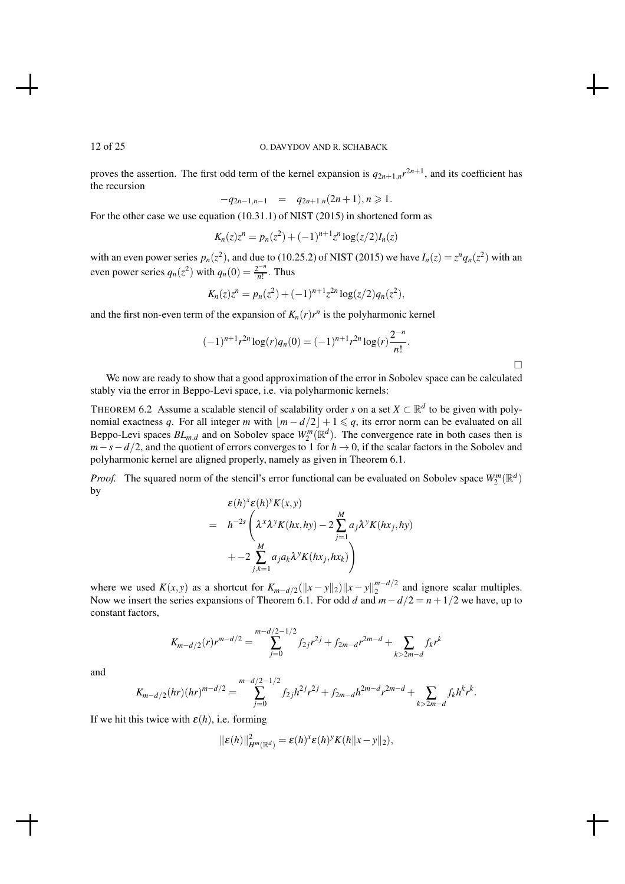proves the assertion. The first odd term of the kernel expansion is $q_{2n+1,n}r^{2n+1}$, and its coefficient has the recursion

$$-q_{2n-1,n-1} \quad = \quad q_{2n+1,n}(2n+1), n \geqslant 1.$$

For the other case we use equation (10.31.1) of NIST (2015) in shortened form as

$$K_n(z)z^n = p_n(z^2) + (-1)^{n+1}z^n \log(z/2)I_n(z)$$

with an even power series $p_n(z^2)$, and due to (10.25.2) of NIST (2015) we have $I_n(z) = z^n q_n(z^2)$ with an even power series $q_n(z^2)$ with $q_n(0) = \frac{2^{-n}}{n!}$. Thus

$$K_n(z)z^n = p_n(z^2) + (-1)^{n+1}z^{2n} \log(z/2)q_n(z^2),$$

and the first non-even term of the expansion of $K_n(r)r^n$ is the polyharmonic kernel

$$(-1)^{n+1}r^{2n} \log(r)q_n(0) = (-1)^{n+1}r^{2n} \log(r)\frac{2^{-n}}{n!}.$$

□

We now are ready to show that a good approximation of the error in Sobolev space can be calculated stably via the error in Beppo-Levi space, i.e. via polyharmonic kernels:

THEOREM 6.2 Assume a scalable stencil of scalability order $s$ on a set $X \subset \mathbb{R}^d$ to be given with polynomial exactness $q$. For all integer $m$ with $\lfloor m - d/2 \rfloor + 1 \leqslant q$, its error norm can be evaluated on all Beppo-Levi spaces $BL_{m,d}$ and on Sobolev space $W_2^m(\mathbb{R}^d)$. The convergence rate in both cases then is $m - s - d/2$, and the quotient of errors converges to 1 for $h \to 0$, if the scalar factors in the Sobolev and polyharmonic kernel are aligned properly, namely as given in Theorem 6.1.

*Proof.* The squared norm of the stencil's error functional can be evaluated on Sobolev space $W_2^m(\mathbb{R}^d)$ by

$$\begin{aligned}
& \varepsilon(h)^x \varepsilon(h)^y K(x,y) \\
= \quad & h^{-2s} \left( \lambda^x \lambda^y K(hx, hy) - 2 \sum_{j=1}^{M} a_j \lambda^y K(hx_j, hy) \right. \\
& \left. + -2 \sum_{j,k=1}^{M} a_j a_k \lambda^y K(hx_j, hx_k) \right)
\end{aligned}$$

where we used $K(x,y)$ as a shortcut for $K_{m-d/2}(\|x-y\|_2)\|x-y\|_2^{m-d/2}$ and ignore scalar multiples. Now we insert the series expansions of Theorem 6.1. For odd $d$ and $m - d/2 = n + 1/2$ we have, up to constant factors,

$$K_{m-d/2}(r)r^{m-d/2} = \sum_{j=0}^{m-d/2-1/2} f_{2j}r^{2j} + f_{2m-d}r^{2m-d} + \sum_{k>2m-d} f_k r^k$$

and

$$K_{m-d/2}(hr)(hr)^{m-d/2} = \sum_{j=0}^{m-d/2-1/2} f_{2j}h^{2j}r^{2j} + f_{2m-d}h^{2m-d}r^{2m-d} + \sum_{k>2m-d} f_k h^k r^k.$$

If we hit this twice with $\varepsilon(h)$, i.e. forming

$$\|\varepsilon(h)\|_{H^m(\mathbb{R}^d)}^2 = \varepsilon(h)^x \varepsilon(h)^y K(h\|x-y\|_2),$$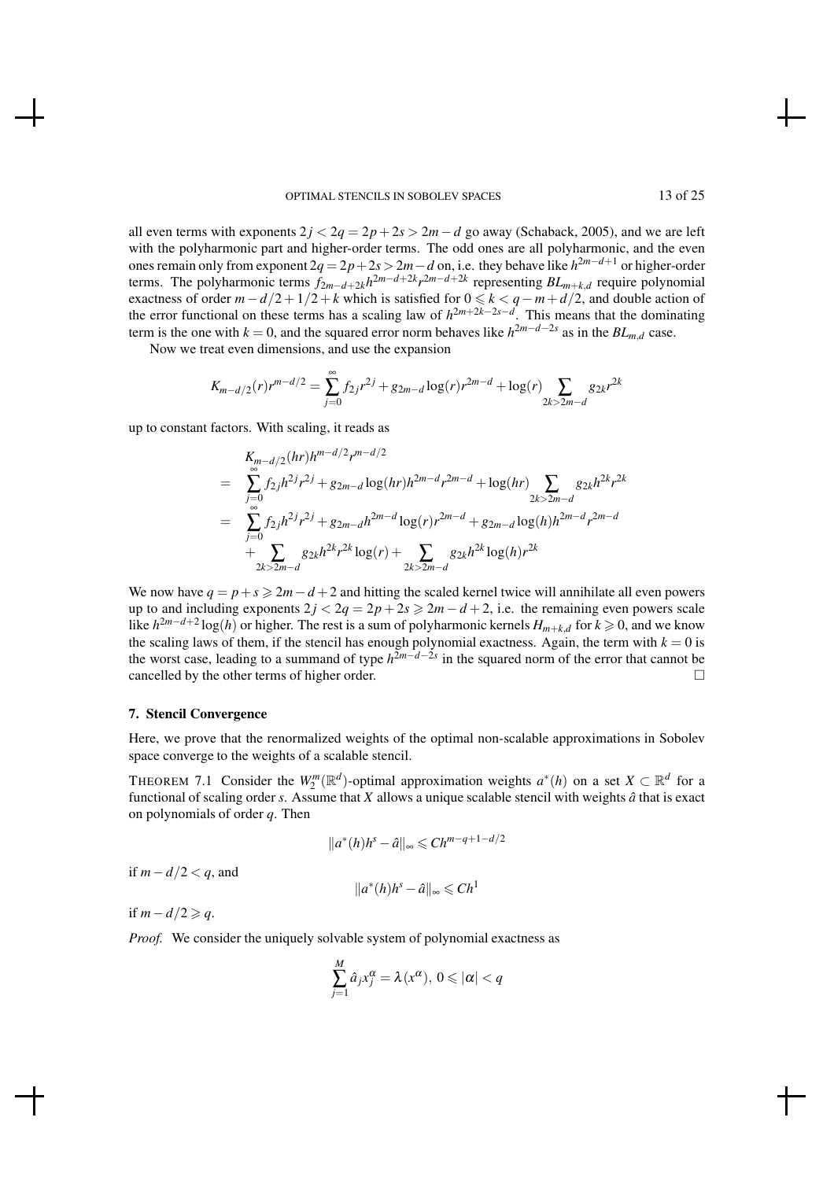all even terms with exponents $2j < 2q = 2p + 2s > 2m - d$ go away (Schaback, 2005), and we are left with the polyharmonic part and higher-order terms. The odd ones are all polyharmonic, and the even ones remain only from exponent $2q = 2p + 2s > 2m - d$ on, i.e. they behave like $h^{2m-d+1}$ or higher-order terms. The polyharmonic terms $f_{2m-d+2k}h^{2m-d+2k}r^{2m-d+2k}$ representing $BL_{m+k,d}$ require polynomial exactness of order $m - d/2 + 1/2 + k$ which is satisfied for $0 \leqslant k < q - m + d/2$, and double action of the error functional on these terms has a scaling law of $h^{2m+2k-2s-d}$. This means that the dominating term is the one with $k = 0$, and the squared error norm behaves like $h^{2m-d-2s}$ as in the $BL_{m,d}$ case.

Now we treat even dimensions, and use the expansion

$$K_{m-d/2}(r)r^{m-d/2} = \sum_{j=0}^{\infty} f_{2j}r^{2j} + g_{2m-d}\log(r)r^{2m-d} + \log(r)\sum_{2k>2m-d} g_{2k}r^{2k}$$

up to constant factors. With scaling, it reads as

$$\begin{aligned}
& K_{m-d/2}(hr)h^{m-d/2}r^{m-d/2} \\
= & \sum_{j=0}^{\infty} f_{2j}h^{2j}r^{2j} + g_{2m-d}\log(hr)h^{2m-d}r^{2m-d} + \log(hr)\sum_{2k>2m-d} g_{2k}h^{2k}r^{2k} \\
= & \sum_{j=0}^{\infty} f_{2j}h^{2j}r^{2j} + g_{2m-d}h^{2m-d}\log(r)r^{2m-d} + g_{2m-d}\log(h)h^{2m-d}r^{2m-d} \\
& + \sum_{2k>2m-d} g_{2k}h^{2k}r^{2k}\log(r) + \sum_{2k>2m-d} g_{2k}h^{2k}\log(h)r^{2k}
\end{aligned}$$

We now have $q = p + s \geqslant 2m - d + 2$ and hitting the scaled kernel twice will annihilate all even powers up to and including exponents $2j < 2q = 2p + 2s \geqslant 2m - d + 2$, i.e. the remaining even powers scale like $h^{2m-d+2}\log(h)$ or higher. The rest is a sum of polyharmonic kernels $H_{m+k,d}$ for $k \geqslant 0$, and we know the scaling laws of them, if the stencil has enough polynomial exactness. Again, the term with $k = 0$ is the worst case, leading to a summand of type $h^{2m-d-2s}$ in the squared norm of the error that cannot be cancelled by the other terms of higher order. □

## 7. Stencil Convergence

Here, we prove that the renormalized weights of the optimal non-scalable approximations in Sobolev space converge to the weights of a scalable stencil.

THEOREM 7.1 Consider the $W_2^m(\mathbb{R}^d)$-optimal approximation weights $a^*(h)$ on a set $X \subset \mathbb{R}^d$ for a functional of scaling order $s$. Assume that $X$ allows a unique scalable stencil with weights $\hat{a}$ that is exact on polynomials of order $q$. Then

$$\|a^*(h)h^s - \hat{a}\|_\infty \leqslant Ch^{m-q+1-d/2}$$

if $m - d/2 < q$, and

$$\|a^*(h)h^s - \hat{a}\|_\infty \leqslant Ch^1$$

if $m - d/2 \geqslant q$.

*Proof.* We consider the uniquely solvable system of polynomial exactness as

$$\sum_{j=1}^{M} \hat{a}_j x_j^\alpha = \lambda(x^\alpha),\ 0 \leqslant |\alpha| < q$$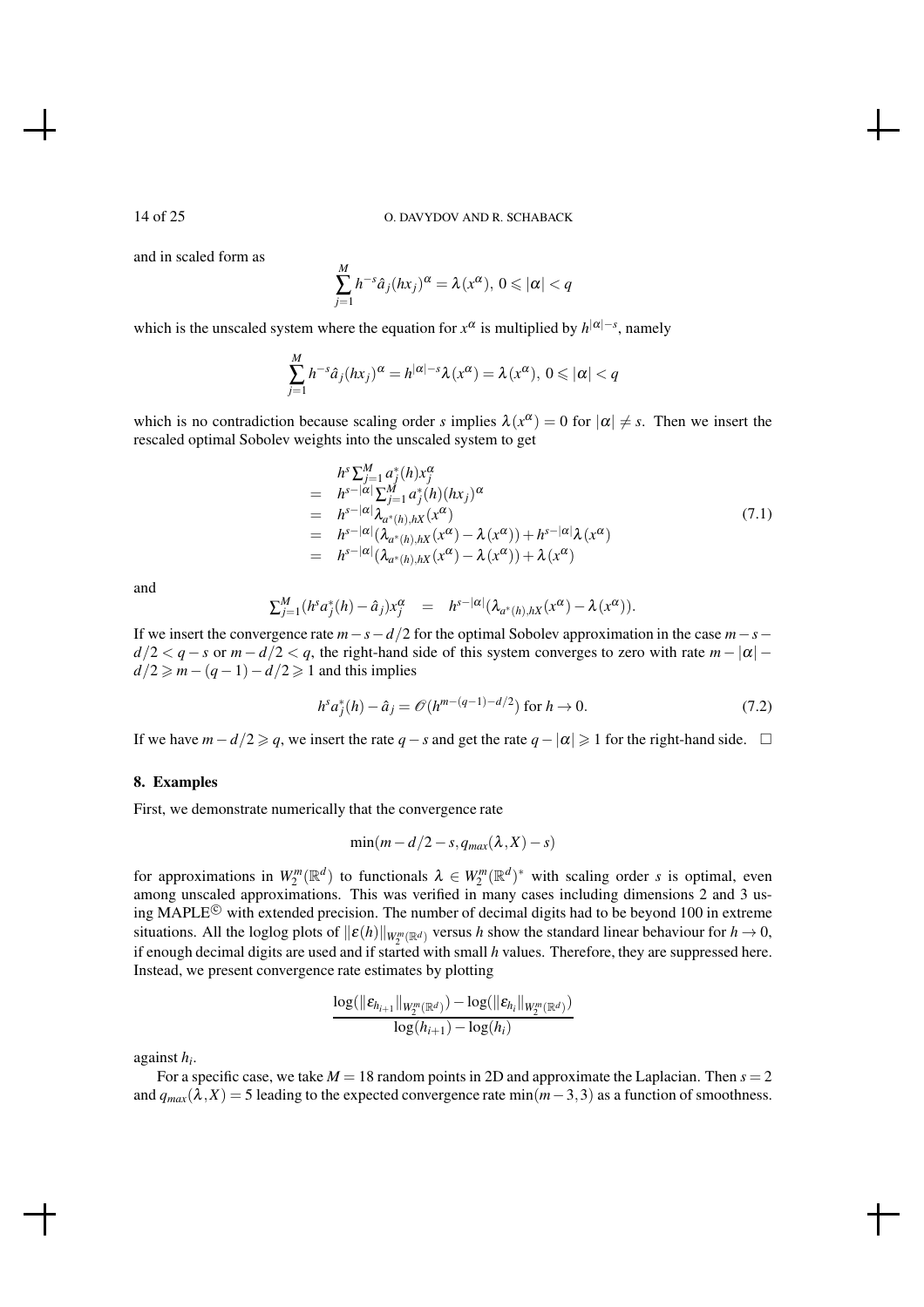and in scaled form as

$$\sum_{j=1}^{M} h^{-s}\hat{a}_j(hx_j)^{\alpha} = \lambda(x^{\alpha}),\ 0 \leqslant |\alpha| < q$$

which is the unscaled system where the equation for $x^{\alpha}$ is multiplied by $h^{|\alpha|-s}$, namely

$$\sum_{j=1}^{M} h^{-s}\hat{a}_j(hx_j)^{\alpha} = h^{|\alpha|-s}\lambda(x^{\alpha}) = \lambda(x^{\alpha}),\ 0 \leqslant |\alpha| < q$$

which is no contradiction because scaling order $s$ implies $\lambda(x^{\alpha}) = 0$ for $|\alpha| \neq s$. Then we insert the rescaled optimal Sobolev weights into the unscaled system to get

$$\begin{array}{rl} & h^s \sum_{j=1}^{M} a_j^*(h) x_j^{\alpha} \\ = & h^{s-|\alpha|} \sum_{j=1}^{M} a_j^*(h)(hx_j)^{\alpha} \\ = & h^{s-|\alpha|} \lambda_{a^*(h),hX}(x^{\alpha}) \\ = & h^{s-|\alpha|}(\lambda_{a^*(h),hX}(x^{\alpha}) - \lambda(x^{\alpha})) + h^{s-|\alpha|}\lambda(x^{\alpha}) \\ = & h^{s-|\alpha|}(\lambda_{a^*(h),hX}(x^{\alpha}) - \lambda(x^{\alpha})) + \lambda(x^{\alpha}) \end{array} \tag{7.1}$$

and

$$\sum_{j=1}^{M}(h^s a_j^*(h) - \hat{a}_j)x_j^{\alpha} \quad = \quad h^{s-|\alpha|}(\lambda_{a^*(h),hX}(x^{\alpha}) - \lambda(x^{\alpha})).$$

If we insert the convergence rate $m-s-d/2$ for the optimal Sobolev approximation in the case $m-s-d/2 < q-s$ or $m-d/2 < q$, the right-hand side of this system converges to zero with rate $m-|\alpha|-d/2 \geqslant m-(q-1)-d/2 \geqslant 1$ and this implies

$$h^s a_j^*(h) - \hat{a}_j = \mathscr{O}(h^{m-(q-1)-d/2}) \text{ for } h \to 0. \tag{7.2}$$

If we have $m-d/2 \geqslant q$, we insert the rate $q-s$ and get the rate $q-|\alpha| \geqslant 1$ for the right-hand side. $\square$

## 8. Examples

First, we demonstrate numerically that the convergence rate

$$\min(m-d/2-s, q_{max}(\lambda, X)-s)$$

for approximations in $W_2^m(\mathbb{R}^d)$ to functionals $\lambda \in W_2^m(\mathbb{R}^d)^*$ with scaling order $s$ is optimal, even among unscaled approximations. This was verified in many cases including dimensions 2 and 3 using MAPLE© with extended precision. The number of decimal digits had to be beyond 100 in extreme situations. All the loglog plots of $\|\varepsilon(h)\|_{W_2^m(\mathbb{R}^d)}$ versus $h$ show the standard linear behaviour for $h \to 0$, if enough decimal digits are used and if started with small $h$ values. Therefore, they are suppressed here. Instead, we present convergence rate estimates by plotting

$$\frac{\log(\|\varepsilon_{h_{i+1}}\|_{W_2^m(\mathbb{R}^d)}) - \log(\|\varepsilon_{h_i}\|_{W_2^m(\mathbb{R}^d)})}{\log(h_{i+1}) - \log(h_i)}$$

against $h_i$.

For a specific case, we take $M = 18$ random points in 2D and approximate the Laplacian. Then $s = 2$ and $q_{max}(\lambda, X) = 5$ leading to the expected convergence rate $\min(m-3, 3)$ as a function of smoothness.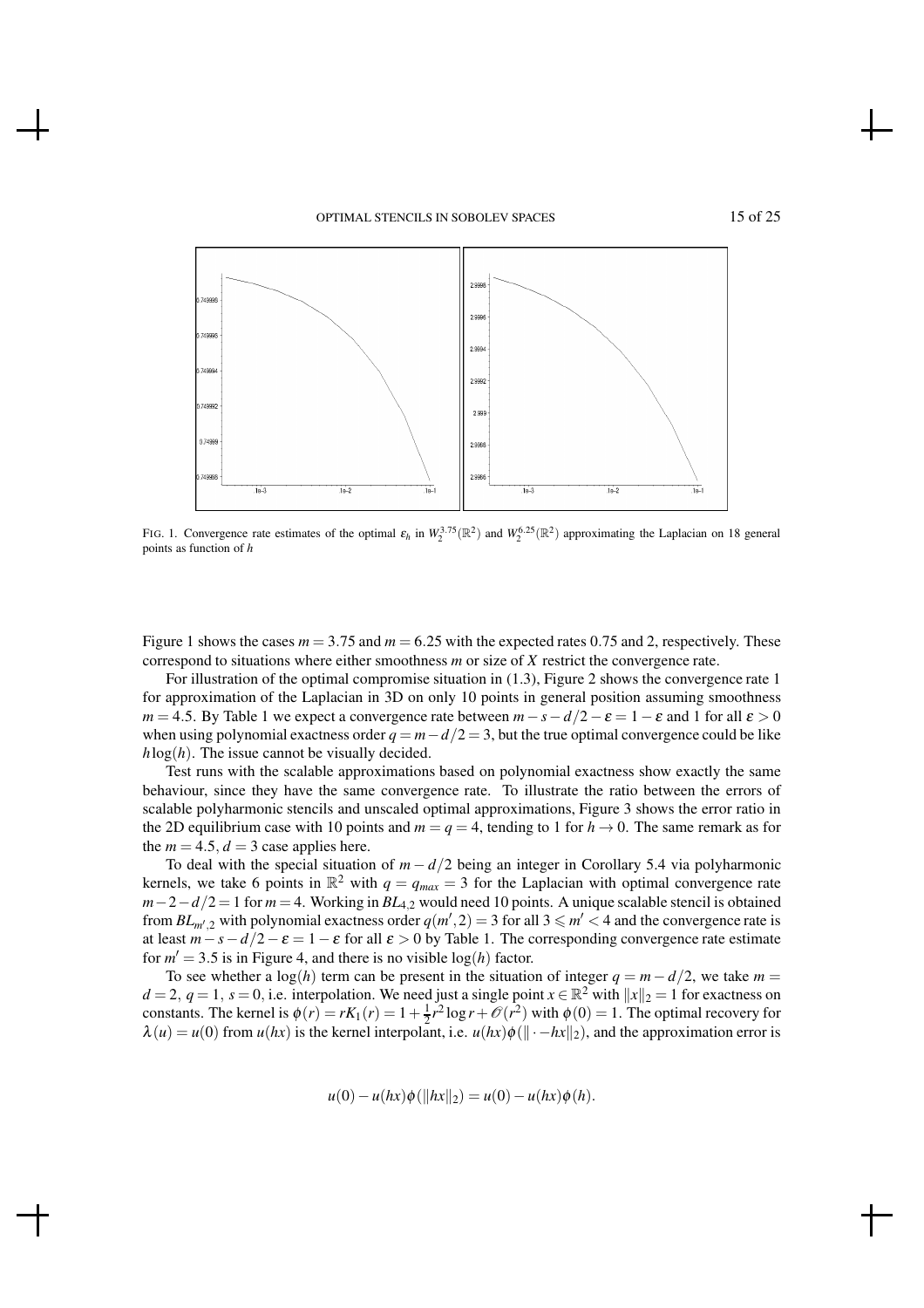FIG. 1. Convergence rate estimates of the optimal $\varepsilon_h$ in $W_2^{3.75}(\mathbb{R}^2)$ and $W_2^{6.25}(\mathbb{R}^2)$ approximating the Laplacian on 18 general points as function of $h$

Figure 1 shows the cases $m = 3.75$ and $m = 6.25$ with the expected rates 0.75 and 2, respectively. These correspond to situations where either smoothness $m$ or size of $X$ restrict the convergence rate.

For illustration of the optimal compromise situation in (1.3), Figure 2 shows the convergence rate 1 for approximation of the Laplacian in 3D on only 10 points in general position assuming smoothness $m = 4.5$. By Table 1 we expect a convergence rate between $m-s-d/2-\varepsilon = 1-\varepsilon$ and 1 for all $\varepsilon > 0$ when using polynomial exactness order $q = m-d/2 = 3$, but the true optimal convergence could be like $h\log(h)$. The issue cannot be visually decided.

Test runs with the scalable approximations based on polynomial exactness show exactly the same behaviour, since they have the same convergence rate. To illustrate the ratio between the errors of scalable polyharmonic stencils and unscaled optimal approximations, Figure 3 shows the error ratio in the 2D equilibrium case with 10 points and $m = q = 4$, tending to 1 for $h \to 0$. The same remark as for the $m = 4.5$, $d = 3$ case applies here.

To deal with the special situation of $m - d/2$ being an integer in Corollary 5.4 via polyharmonic kernels, we take 6 points in $\mathbb{R}^2$ with $q = q_{max} = 3$ for the Laplacian with optimal convergence rate $m-2-d/2 = 1$ for $m = 4$. Working in $BL_{4,2}$ would need 10 points. A unique scalable stencil is obtained from $BL_{m',2}$ with polynomial exactness order $q(m',2) = 3$ for all $3 \leqslant m' < 4$ and the convergence rate is at least $m-s-d/2-\varepsilon = 1-\varepsilon$ for all $\varepsilon > 0$ by Table 1. The corresponding convergence rate estimate for $m' = 3.5$ is in Figure 4, and there is no visible $\log(h)$ factor.

To see whether a $\log(h)$ term can be present in the situation of integer $q = m-d/2$, we take $m = d = 2$, $q = 1$, $s = 0$, i.e. interpolation. We need just a single point $x \in \mathbb{R}^2$ with $\|x\|_2 = 1$ for exactness on constants. The kernel is $\phi(r) = rK_1(r) = 1 + \frac{1}{2}r^2\log r + \mathcal{O}(r^2)$ with $\phi(0) = 1$. The optimal recovery for $\lambda(u) = u(0)$ from $u(hx)$ is the kernel interpolant, i.e. $u(hx)\phi(\|\cdot - hx\|_2)$, and the approximation error is

$$u(0) - u(hx)\phi(\|hx\|_2) = u(0) - u(hx)\phi(h).$$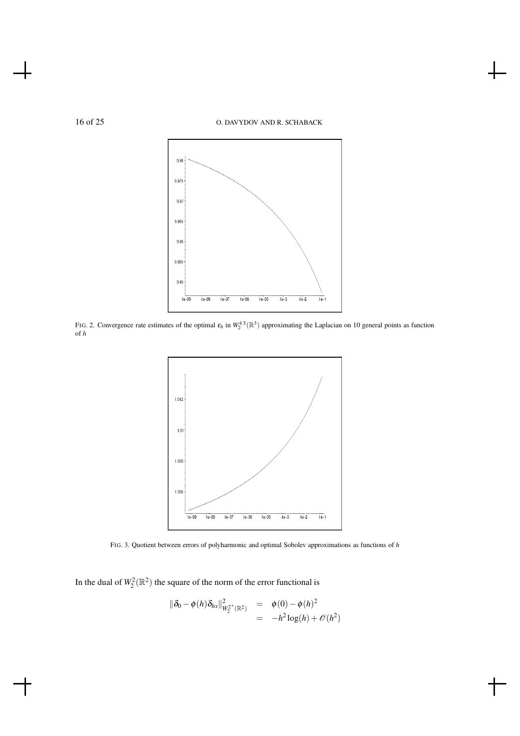FIG. 2. Convergence rate estimates of the optimal $\varepsilon_h$ in $W_2^{4.5}(\mathbb{R}^3)$ approximating the Laplacian on 10 general points as function of $h$

FIG. 3. Quotient between errors of polyharmonic and optimal Sobolev approximations as functions of $h$

In the dual of $W_2^2(\mathbb{R}^2)$ the square of the norm of the error functional is

$$
\begin{aligned}
\|\delta_0 - \phi(h)\delta_{hx}\|^2_{W_2^{2^*}(\mathbb{R}^2)} &= \phi(0) - \phi(h)^2 \\
&= -h^2 \log(h) + \mathscr{O}(h^2)
\end{aligned}
$$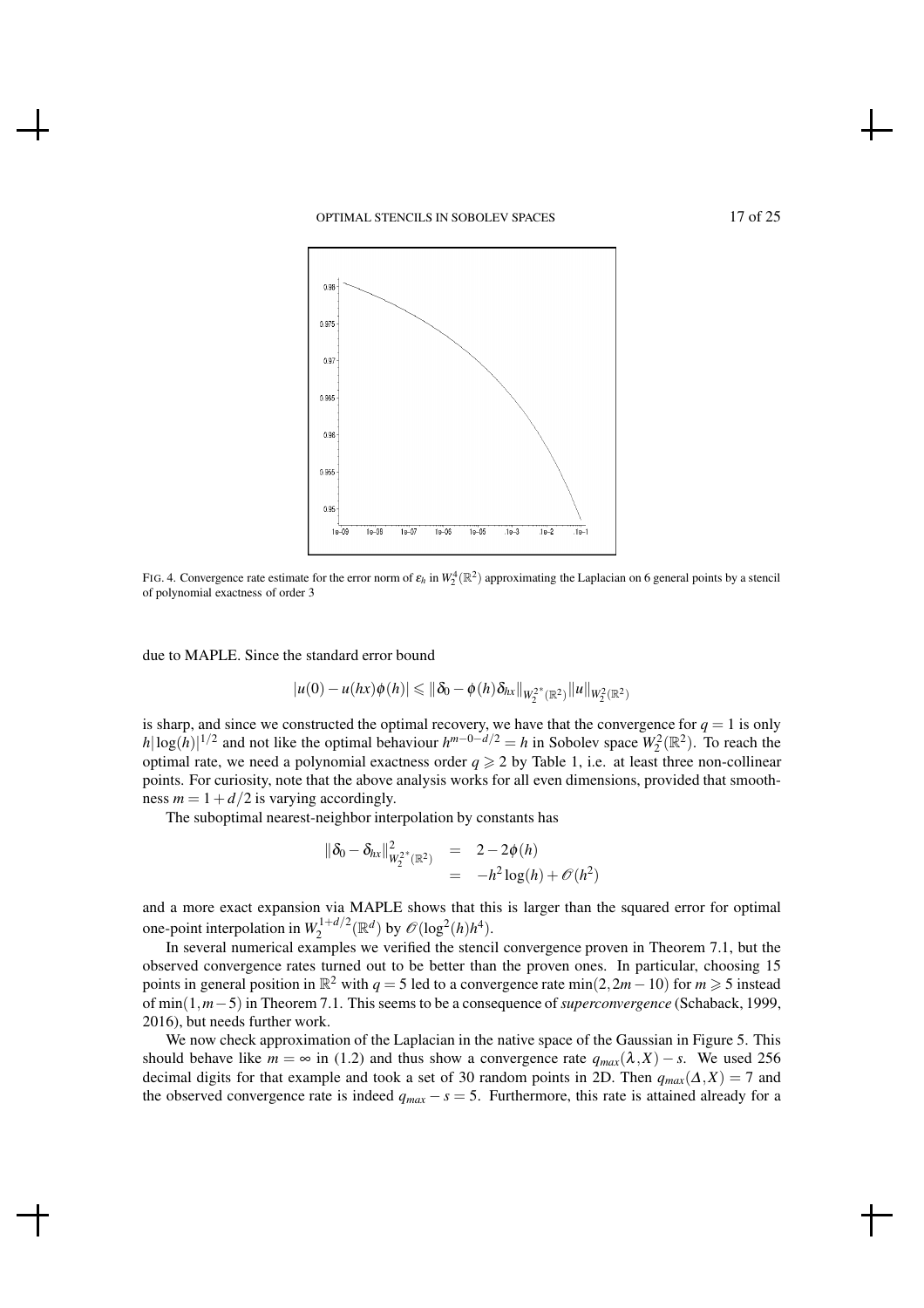FIG. 4. Convergence rate estimate for the error norm of $\varepsilon_h$ in $W_2^4(\mathbb{R}^2)$ approximating the Laplacian on 6 general points by a stencil of polynomial exactness of order 3

due to MAPLE. Since the standard error bound

$$|u(0) - u(hx)\phi(h)| \leqslant \|\delta_0 - \phi(h)\delta_{hx}\|_{W_2^{2^*}(\mathbb{R}^2)} \|u\|_{W_2^2(\mathbb{R}^2)}$$

is sharp, and since we constructed the optimal recovery, we have that the convergence for $q = 1$ is only $h|\log(h)|^{1/2}$ and not like the optimal behaviour $h^{m-0-d/2} = h$ in Sobolev space $W_2^2(\mathbb{R}^2)$. To reach the optimal rate, we need a polynomial exactness order $q \geqslant 2$ by Table 1, i.e. at least three non-collinear points. For curiosity, note that the above analysis works for all even dimensions, provided that smoothness $m = 1 + d/2$ is varying accordingly.

The suboptimal nearest-neighbor interpolation by constants has

$$\begin{aligned} \|\delta_0 - \delta_{hx}\|^2_{W_2^{2^*}(\mathbb{R}^2)} &= 2 - 2\phi(h) \\ &= -h^2 \log(h) + \mathcal{O}(h^2) \end{aligned}$$

and a more exact expansion via MAPLE shows that this is larger than the squared error for optimal one-point interpolation in $W_2^{1+d/2}(\mathbb{R}^d)$ by $\mathcal{O}(\log^2(h)h^4)$.

In several numerical examples we verified the stencil convergence proven in Theorem 7.1, but the observed convergence rates turned out to be better than the proven ones. In particular, choosing 15 points in general position in $\mathbb{R}^2$ with $q = 5$ led to a convergence rate $\min(2, 2m - 10)$ for $m \geqslant 5$ instead of $\min(1, m - 5)$ in Theorem 7.1. This seems to be a consequence of *superconvergence* (Schaback, 1999, 2016), but needs further work.

We now check approximation of the Laplacian in the native space of the Gaussian in Figure 5. This should behave like $m = \infty$ in (1.2) and thus show a convergence rate $q_{max}(\lambda, X) - s$. We used 256 decimal digits for that example and took a set of 30 random points in 2D. Then $q_{max}(\Delta, X) = 7$ and the observed convergence rate is indeed $q_{max} - s = 5$. Furthermore, this rate is attained already for a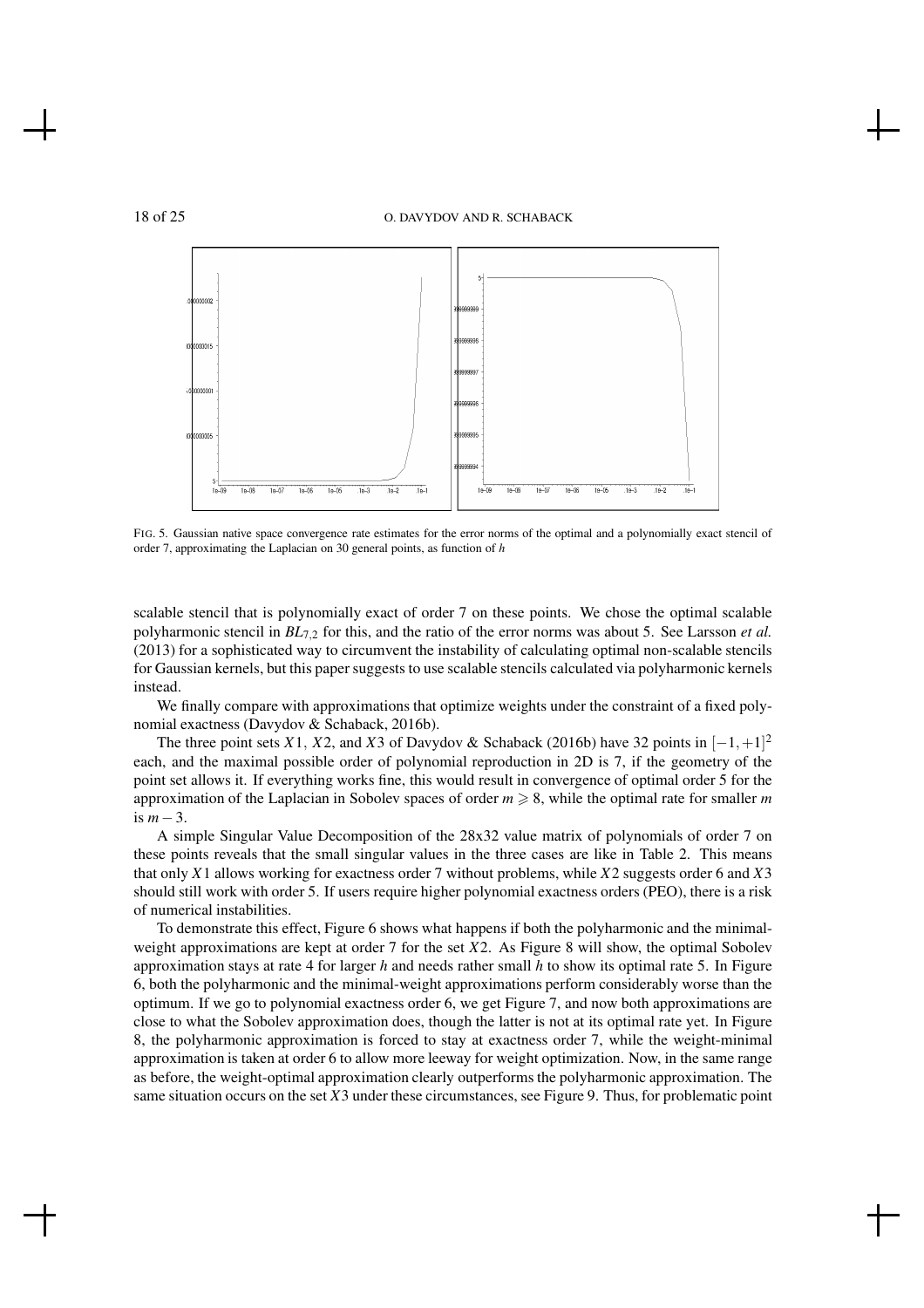FIG. 5. Gaussian native space convergence rate estimates for the error norms of the optimal and a polynomially exact stencil of order 7, approximating the Laplacian on 30 general points, as function of $h$

scalable stencil that is polynomially exact of order 7 on these points. We chose the optimal scalable polyharmonic stencil in $BL_{7,2}$ for this, and the ratio of the error norms was about 5. See Larsson *et al.* (2013) for a sophisticated way to circumvent the instability of calculating optimal non-scalable stencils for Gaussian kernels, but this paper suggests to use scalable stencils calculated via polyharmonic kernels instead.

We finally compare with approximations that optimize weights under the constraint of a fixed polynomial exactness (Davydov & Schaback, 2016b).

The three point sets $X1$, $X2$, and $X3$ of Davydov & Schaback (2016b) have 32 points in $[-1,+1]^2$ each, and the maximal possible order of polynomial reproduction in 2D is 7, if the geometry of the point set allows it. If everything works fine, this would result in convergence of optimal order 5 for the approximation of the Laplacian in Sobolev spaces of order $m \geqslant 8$, while the optimal rate for smaller $m$ is $m-3$.

A simple Singular Value Decomposition of the 28x32 value matrix of polynomials of order 7 on these points reveals that the small singular values in the three cases are like in Table 2. This means that only $X1$ allows working for exactness order 7 without problems, while $X2$ suggests order 6 and $X3$ should still work with order 5. If users require higher polynomial exactness orders (PEO), there is a risk of numerical instabilities.

To demonstrate this effect, Figure 6 shows what happens if both the polyharmonic and the minimal-weight approximations are kept at order 7 for the set $X2$. As Figure 8 will show, the optimal Sobolev approximation stays at rate 4 for larger $h$ and needs rather small $h$ to show its optimal rate 5. In Figure 6, both the polyharmonic and the minimal-weight approximations perform considerably worse than the optimum. If we go to polynomial exactness order 6, we get Figure 7, and now both approximations are close to what the Sobolev approximation does, though the latter is not at its optimal rate yet. In Figure 8, the polyharmonic approximation is forced to stay at exactness order 7, while the weight-minimal approximation is taken at order 6 to allow more leeway for weight optimization. Now, in the same range as before, the weight-optimal approximation clearly outperforms the polyharmonic approximation. The same situation occurs on the set $X3$ under these circumstances, see Figure 9. Thus, for problematic point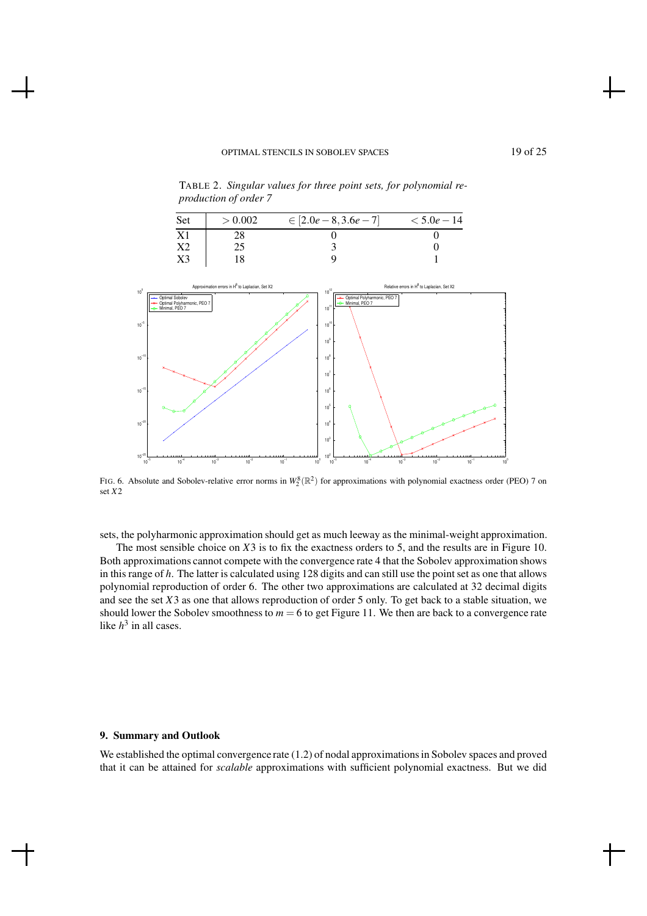TABLE 2. *Singular values for three point sets, for polynomial reproduction of order 7*

| Set | $> 0.002$ | $\in [2.0e-8, 3.6e-7]$ | $< 5.0e-14$ |
|---|---|---|---|
| X1 | 28 | 0 | 0 |
| X2 | 25 | 3 | 0 |
| X3 | 18 | 9 | 1 |

FIG. 6. Absolute and Sobolev-relative error norms in $W_2^8(\mathbb{R}^2)$ for approximations with polynomial exactness order (PEO) 7 on set $X2$

sets, the polyharmonic approximation should get as much leeway as the minimal-weight approximation.

The most sensible choice on $X3$ is to fix the exactness orders to 5, and the results are in Figure 10. Both approximations cannot compete with the convergence rate 4 that the Sobolev approximation shows in this range of $h$. The latter is calculated using 128 digits and can still use the point set as one that allows polynomial reproduction of order 6. The other two approximations are calculated at 32 decimal digits and see the set $X3$ as one that allows reproduction of order 5 only. To get back to a stable situation, we should lower the Sobolev smoothness to $m = 6$ to get Figure 11. We then are back to a convergence rate like $h^3$ in all cases.

## 9. Summary and Outlook

We established the optimal convergence rate (1.2) of nodal approximations in Sobolev spaces and proved that it can be attained for *scalable* approximations with sufficient polynomial exactness. But we did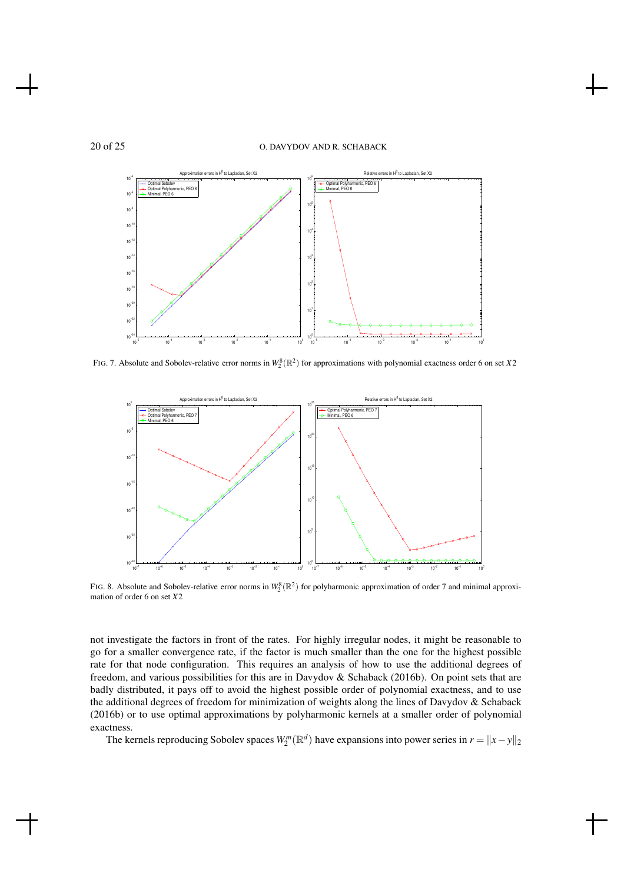FIG. 7. Absolute and Sobolev-relative error norms in $W_2^8(\mathbb{R}^2)$ for approximations with polynomial exactness order 6 on set $X2$

FIG. 8. Absolute and Sobolev-relative error norms in $W_2^8(\mathbb{R}^2)$ for polyharmonic approximation of order 7 and minimal approximation of order 6 on set $X2$

not investigate the factors in front of the rates. For highly irregular nodes, it might be reasonable to go for a smaller convergence rate, if the factor is much smaller than the one for the highest possible rate for that node configuration. This requires an analysis of how to use the additional degrees of freedom, and various possibilities for this are in Davydov & Schaback (2016b). On point sets that are badly distributed, it pays off to avoid the highest possible order of polynomial exactness, and to use the additional degrees of freedom for minimization of weights along the lines of Davydov & Schaback (2016b) or to use optimal approximations by polyharmonic kernels at a smaller order of polynomial exactness.

The kernels reproducing Sobolev spaces $W_2^m(\mathbb{R}^d)$ have expansions into power series in $r = \|x-y\|_2$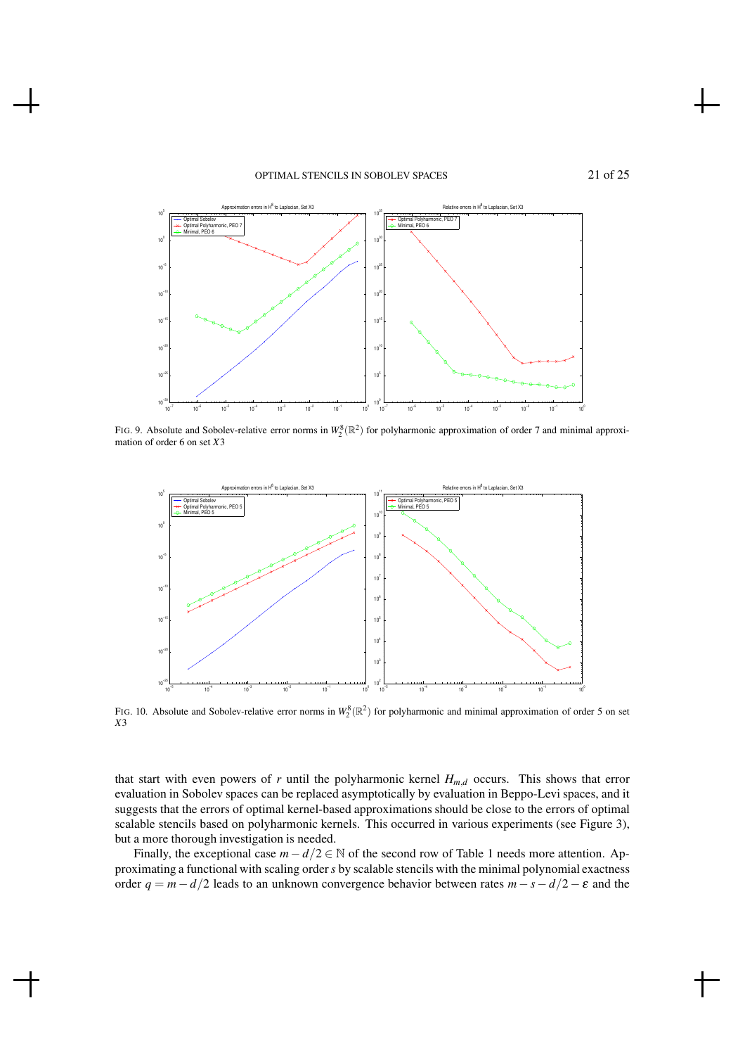FIG. 9. Absolute and Sobolev-relative error norms in $W_2^8(\mathbb{R}^2)$ for polyharmonic approximation of order 7 and minimal approximation of order 6 on set $X3$

FIG. 10. Absolute and Sobolev-relative error norms in $W_2^8(\mathbb{R}^2)$ for polyharmonic and minimal approximation of order 5 on set $X3$

that start with even powers of $r$ until the polyharmonic kernel $H_{m,d}$ occurs. This shows that error evaluation in Sobolev spaces can be replaced asymptotically by evaluation in Beppo-Levi spaces, and it suggests that the errors of optimal kernel-based approximations should be close to the errors of optimal scalable stencils based on polyharmonic kernels. This occurred in various experiments (see Figure 3), but a more thorough investigation is needed.

Finally, the exceptional case $m - d/2 \in \mathbb{N}$ of the second row of Table 1 needs more attention. Approximating a functional with scaling order $s$ by scalable stencils with the minimal polynomial exactness order $q = m - d/2$ leads to an unknown convergence behavior between rates $m - s - d/2 - \varepsilon$ and the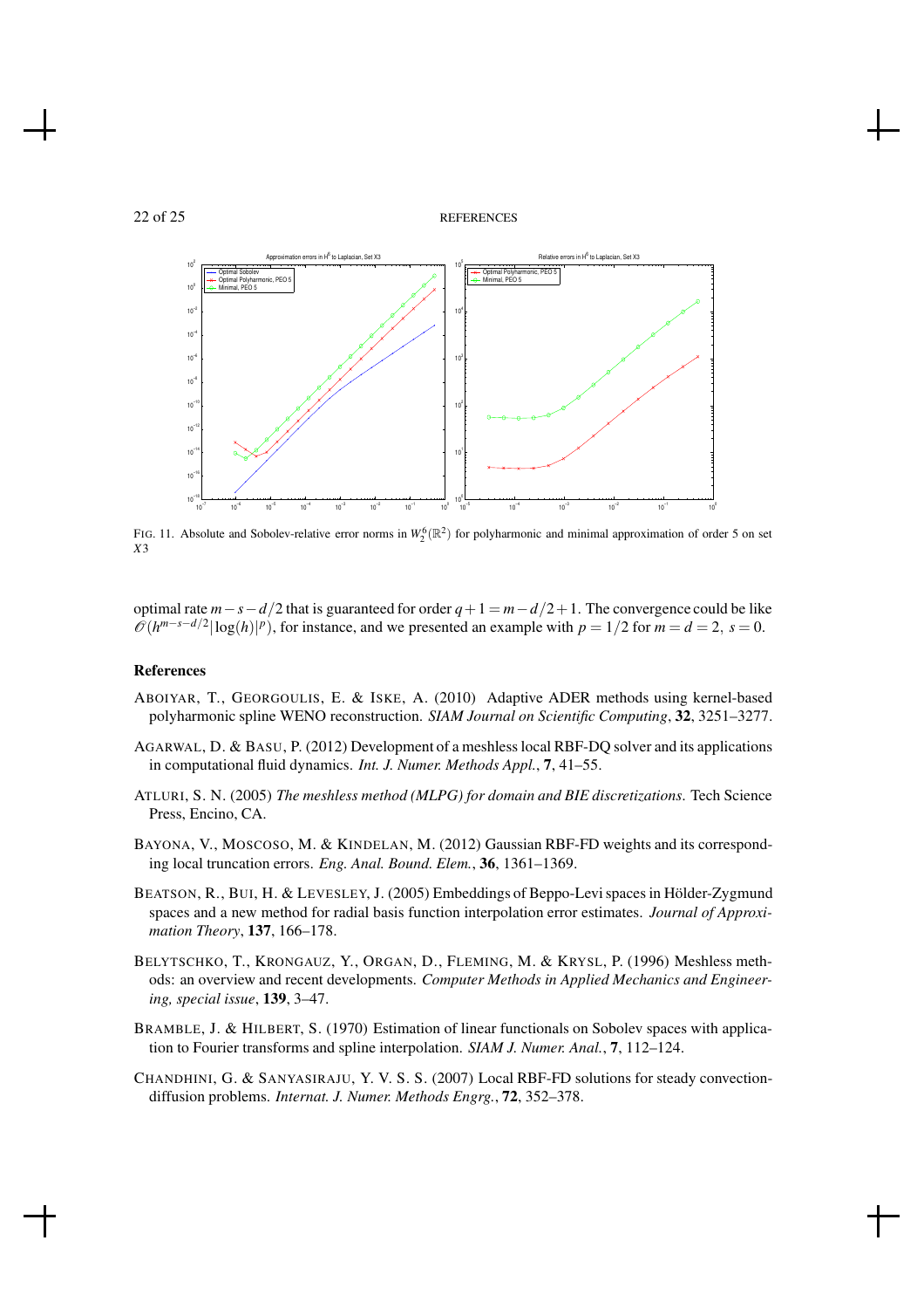FIG. 11. Absolute and Sobolev-relative error norms in $W_2^6(\mathbb{R}^2)$ for polyharmonic and minimal approximation of order 5 on set $X3$

optimal rate $m-s-d/2$ that is guaranteed for order $q+1 = m-d/2+1$. The convergence could be like $\mathscr{O}(h^{m-s-d/2}|\log(h)|^p)$, for instance, and we presented an example with $p = 1/2$ for $m = d = 2,\ s = 0$.

## References

ABOIYAR, T., GEORGOULIS, E. & ISKE, A. (2010) Adaptive ADER methods using kernel-based polyharmonic spline WENO reconstruction. *SIAM Journal on Scientific Computing*, **32**, 3251–3277.

AGARWAL, D. & BASU, P. (2012) Development of a meshless local RBF-DQ solver and its applications in computational fluid dynamics. *Int. J. Numer. Methods Appl.*, **7**, 41–55.

ATLURI, S. N. (2005) *The meshless method (MLPG) for domain and BIE discretizations*. Tech Science Press, Encino, CA.

BAYONA, V., MOSCOSO, M. & KINDELAN, M. (2012) Gaussian RBF-FD weights and its corresponding local truncation errors. *Eng. Anal. Bound. Elem.*, **36**, 1361–1369.

BEATSON, R., BUI, H. & LEVESLEY, J. (2005) Embeddings of Beppo-Levi spaces in Hölder-Zygmund spaces and a new method for radial basis function interpolation error estimates. *Journal of Approximation Theory*, **137**, 166–178.

BELYTSCHKO, T., KRONGAUZ, Y., ORGAN, D., FLEMING, M. & KRYSL, P. (1996) Meshless methods: an overview and recent developments. *Computer Methods in Applied Mechanics and Engineering, special issue*, **139**, 3–47.

BRAMBLE, J. & HILBERT, S. (1970) Estimation of linear functionals on Sobolev spaces with application to Fourier transforms and spline interpolation. *SIAM J. Numer. Anal.*, **7**, 112–124.

CHANDHINI, G. & SANYASIRAJU, Y. V. S. S. (2007) Local RBF-FD solutions for steady convection-diffusion problems. *Internat. J. Numer. Methods Engrg.*, **72**, 352–378.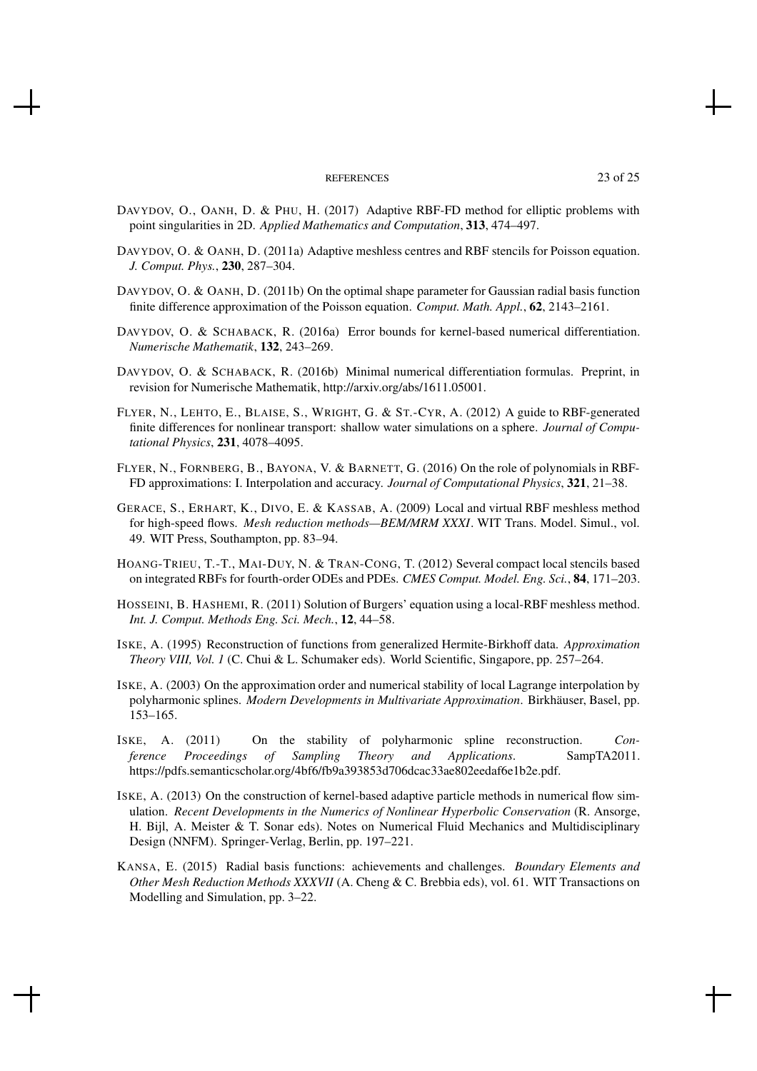DAVYDOV, O., OANH, D. & PHU, H. (2017) Adaptive RBF-FD method for elliptic problems with point singularities in 2D. *Applied Mathematics and Computation*, **313**, 474–497.

DAVYDOV, O. & OANH, D. (2011a) Adaptive meshless centres and RBF stencils for Poisson equation. *J. Comput. Phys.*, **230**, 287–304.

DAVYDOV, O. & OANH, D. (2011b) On the optimal shape parameter for Gaussian radial basis function finite difference approximation of the Poisson equation. *Comput. Math. Appl.*, **62**, 2143–2161.

DAVYDOV, O. & SCHABACK, R. (2016a) Error bounds for kernel-based numerical differentiation. *Numerische Mathematik*, **132**, 243–269.

DAVYDOV, O. & SCHABACK, R. (2016b) Minimal numerical differentiation formulas. Preprint, in revision for Numerische Mathematik, http://arxiv.org/abs/1611.05001.

FLYER, N., LEHTO, E., BLAISE, S., WRIGHT, G. & ST.-CYR, A. (2012) A guide to RBF-generated finite differences for nonlinear transport: shallow water simulations on a sphere. *Journal of Computational Physics*, **231**, 4078–4095.

FLYER, N., FORNBERG, B., BAYONA, V. & BARNETT, G. (2016) On the role of polynomials in RBF-FD approximations: I. Interpolation and accuracy. *Journal of Computational Physics*, **321**, 21–38.

GERACE, S., ERHART, K., DIVO, E. & KASSAB, A. (2009) Local and virtual RBF meshless method for high-speed flows. *Mesh reduction methods—BEM/MRM XXXI*. WIT Trans. Model. Simul., vol. 49. WIT Press, Southampton, pp. 83–94.

HOANG-TRIEU, T.-T., MAI-DUY, N. & TRAN-CONG, T. (2012) Several compact local stencils based on integrated RBFs for fourth-order ODEs and PDEs. *CMES Comput. Model. Eng. Sci.*, **84**, 171–203.

HOSSEINI, B. HASHEMI, R. (2011) Solution of Burgers' equation using a local-RBF meshless method. *Int. J. Comput. Methods Eng. Sci. Mech.*, **12**, 44–58.

ISKE, A. (1995) Reconstruction of functions from generalized Hermite-Birkhoff data. *Approximation Theory VIII, Vol. 1* (C. Chui & L. Schumaker eds). World Scientific, Singapore, pp. 257–264.

ISKE, A. (2003) On the approximation order and numerical stability of local Lagrange interpolation by polyharmonic splines. *Modern Developments in Multivariate Approximation*. Birkhäuser, Basel, pp. 153–165.

ISKE, A. (2011) On the stability of polyharmonic spline reconstruction. *Conference Proceedings of Sampling Theory and Applications.* SampTA2011. https://pdfs.semanticscholar.org/4bf6/fb9a393853d706dcac33ae802eedaf6e1b2e.pdf.

ISKE, A. (2013) On the construction of kernel-based adaptive particle methods in numerical flow simulation. *Recent Developments in the Numerics of Nonlinear Hyperbolic Conservation* (R. Ansorge, H. Bijl, A. Meister & T. Sonar eds). Notes on Numerical Fluid Mechanics and Multidisciplinary Design (NNFM). Springer-Verlag, Berlin, pp. 197–221.

KANSA, E. (2015) Radial basis functions: achievements and challenges. *Boundary Elements and Other Mesh Reduction Methods XXXVII* (A. Cheng & C. Brebbia eds), vol. 61. WIT Transactions on Modelling and Simulation, pp. 3–22.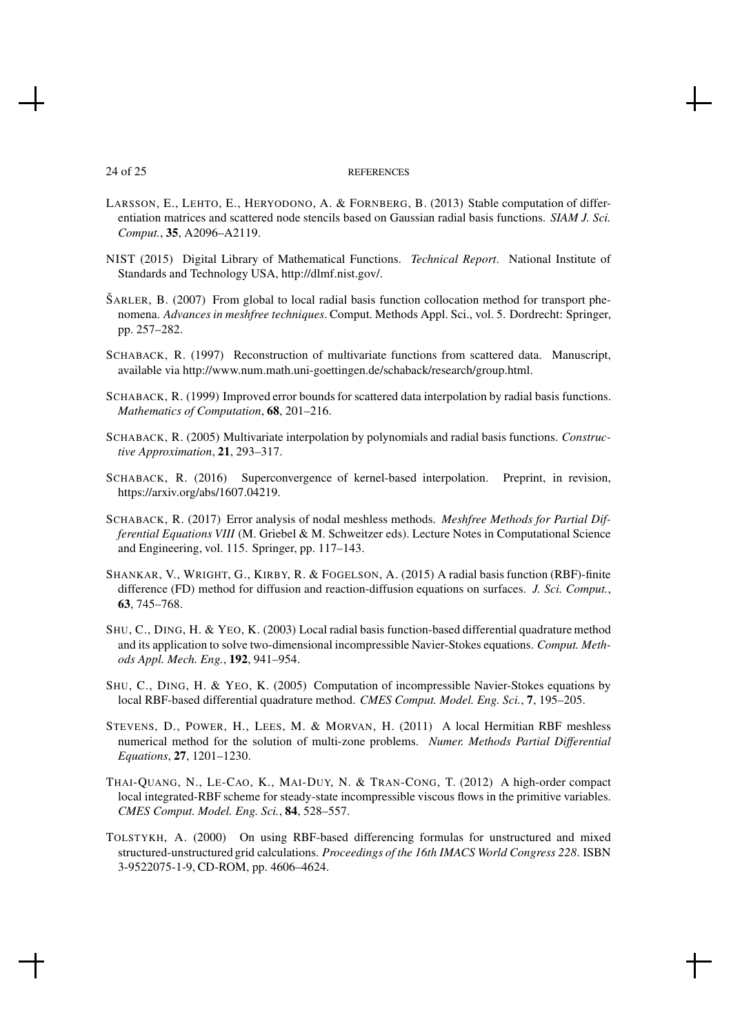LARSSON, E., LEHTO, E., HERYODONO, A. & FORNBERG, B. (2013) Stable computation of differentiation matrices and scattered node stencils based on Gaussian radial basis functions. *SIAM J. Sci. Comput.*, **35**, A2096–A2119.

NIST (2015) Digital Library of Mathematical Functions. *Technical Report*. National Institute of Standards and Technology USA, http://dlmf.nist.gov/.

ŠARLER, B. (2007) From global to local radial basis function collocation method for transport phenomena. *Advances in meshfree techniques*. Comput. Methods Appl. Sci., vol. 5. Dordrecht: Springer, pp. 257–282.

SCHABACK, R. (1997) Reconstruction of multivariate functions from scattered data. Manuscript, available via http://www.num.math.uni-goettingen.de/schaback/research/group.html.

SCHABACK, R. (1999) Improved error bounds for scattered data interpolation by radial basis functions. *Mathematics of Computation*, **68**, 201–216.

SCHABACK, R. (2005) Multivariate interpolation by polynomials and radial basis functions. *Constructive Approximation*, **21**, 293–317.

SCHABACK, R. (2016) Superconvergence of kernel-based interpolation. Preprint, in revision, https://arxiv.org/abs/1607.04219.

SCHABACK, R. (2017) Error analysis of nodal meshless methods. *Meshfree Methods for Partial Differential Equations VIII* (M. Griebel & M. Schweitzer eds). Lecture Notes in Computational Science and Engineering, vol. 115. Springer, pp. 117–143.

SHANKAR, V., WRIGHT, G., KIRBY, R. & FOGELSON, A. (2015) A radial basis function (RBF)-finite difference (FD) method for diffusion and reaction-diffusion equations on surfaces. *J. Sci. Comput.*, **63**, 745–768.

SHU, C., DING, H. & YEO, K. (2003) Local radial basis function-based differential quadrature method and its application to solve two-dimensional incompressible Navier-Stokes equations. *Comput. Methods Appl. Mech. Eng.*, **192**, 941–954.

SHU, C., DING, H. & YEO, K. (2005) Computation of incompressible Navier-Stokes equations by local RBF-based differential quadrature method. *CMES Comput. Model. Eng. Sci.*, **7**, 195–205.

STEVENS, D., POWER, H., LEES, M. & MORVAN, H. (2011) A local Hermitian RBF meshless numerical method for the solution of multi-zone problems. *Numer. Methods Partial Differential Equations*, **27**, 1201–1230.

THAI-QUANG, N., LE-CAO, K., MAI-DUY, N. & TRAN-CONG, T. (2012) A high-order compact local integrated-RBF scheme for steady-state incompressible viscous flows in the primitive variables. *CMES Comput. Model. Eng. Sci.*, **84**, 528–557.

TOLSTYKH, A. (2000) On using RBF-based differencing formulas for unstructured and mixed structured-unstructured grid calculations. *Proceedings of the 16th IMACS World Congress 228*. ISBN 3-9522075-1-9, CD-ROM, pp. 4606–4624.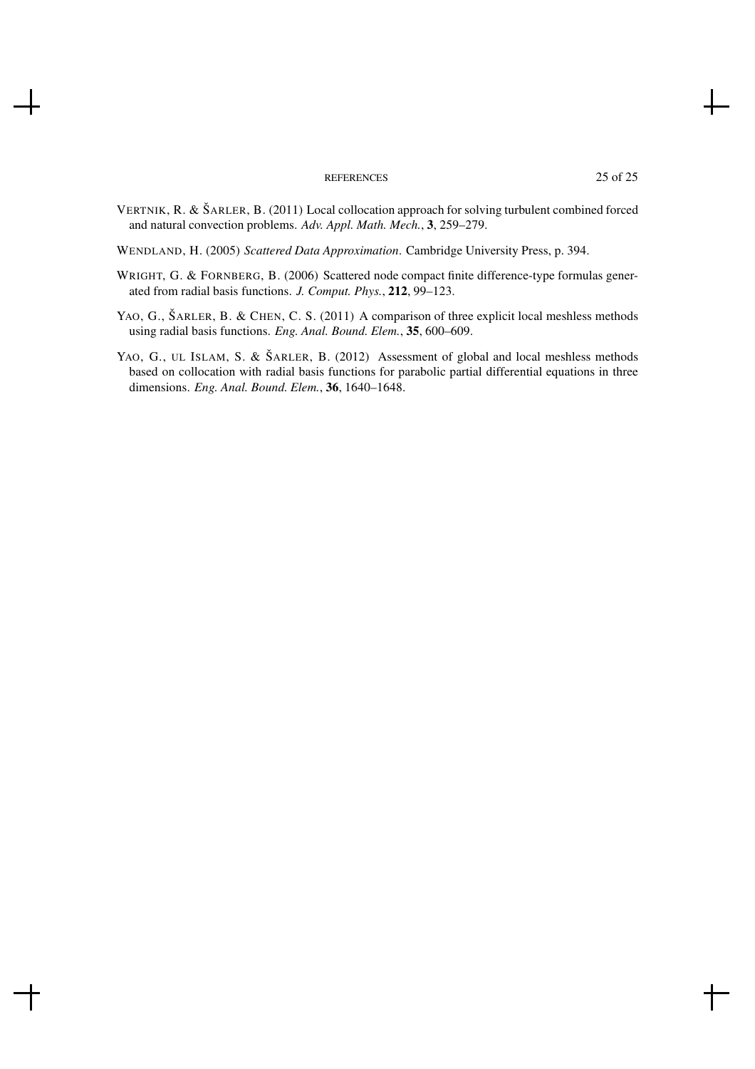VERTNIK, R. & ŠARLER, B. (2011) Local collocation approach for solving turbulent combined forced and natural convection problems. *Adv. Appl. Math. Mech.*, **3**, 259–279.

WENDLAND, H. (2005) *Scattered Data Approximation*. Cambridge University Press, p. 394.

WRIGHT, G. & FORNBERG, B. (2006) Scattered node compact finite difference-type formulas generated from radial basis functions. *J. Comput. Phys.*, **212**, 99–123.

YAO, G., ŠARLER, B. & CHEN, C. S. (2011) A comparison of three explicit local meshless methods using radial basis functions. *Eng. Anal. Bound. Elem.*, **35**, 600–609.

YAO, G., UL ISLAM, S. & ŠARLER, B. (2012) Assessment of global and local meshless methods based on collocation with radial basis functions for parabolic partial differential equations in three dimensions. *Eng. Anal. Bound. Elem.*, **36**, 1640–1648.